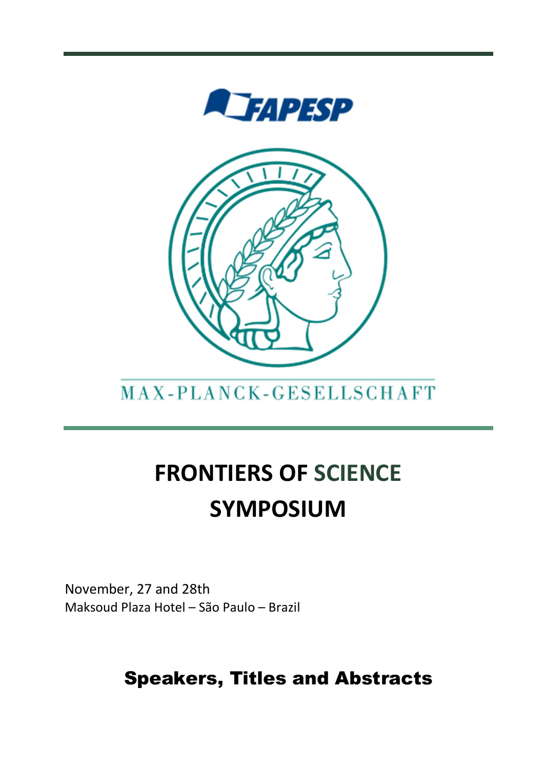FAPESP

MAX-PLANCK-GESELLSCHAFT

# FRONTIERS OF SCIENCE SYMPOSIUM

November, 27 and 28th
Maksoud Plaza Hotel – São Paulo – Brazil

## Speakers, Titles and Abstracts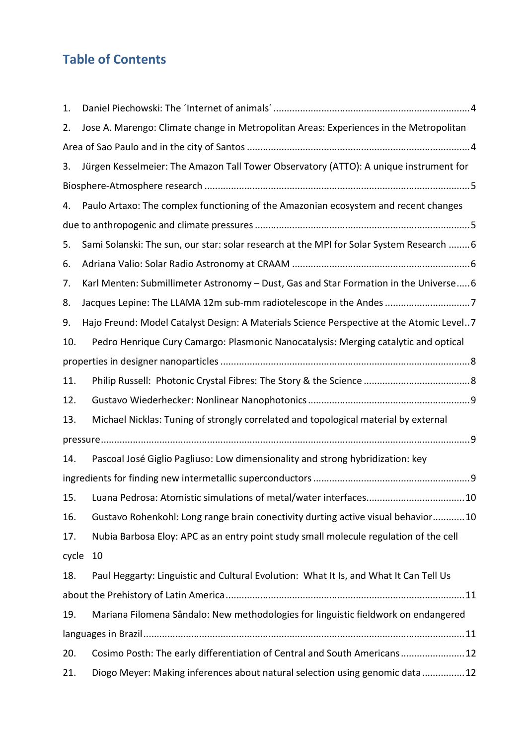## Table of Contents

1. Daniel Piechowski: The ´Internet of animals´ .......... 4
2. Jose A. Marengo: Climate change in Metropolitan Areas: Experiences in the Metropolitan Area of Sao Paulo and in the city of Santos .......... 4
3. Jürgen Kesselmeier: The Amazon Tall Tower Observatory (ATTO): A unique instrument for Biosphere-Atmosphere research .......... 5
4. Paulo Artaxo: The complex functioning of the Amazonian ecosystem and recent changes due to anthropogenic and climate pressures .......... 5
5. Sami Solanski: The sun, our star: solar research at the MPI for Solar System Research .......... 6
6. Adriana Valio: Solar Radio Astronomy at CRAAM .......... 6
7. Karl Menten: Submillimeter Astronomy – Dust, Gas and Star Formation in the Universe .......... 6
8. Jacques Lepine: The LLAMA 12m sub-mm radiotelescope in the Andes .......... 7
9. Hajo Freund: Model Catalyst Design: A Materials Science Perspective at the Atomic Level .......... 7
10. Pedro Henrique Cury Camargo: Plasmonic Nanocatalysis: Merging catalytic and optical properties in designer nanoparticles .......... 8
11. Philip Russell: Photonic Crystal Fibres: The Story & the Science .......... 8
12. Gustavo Wiederhecker: Nonlinear Nanophotonics .......... 9
13. Michael Nicklas: Tuning of strongly correlated and topological material by external pressure .......... 9
14. Pascoal José Giglio Pagliuso: Low dimensionality and strong hybridization: key ingredients for finding new intermetallic superconductors .......... 9
15. Luana Pedrosa: Atomistic simulations of metal/water interfaces .......... 10
16. Gustavo Rohenkohl: Long range brain conectivity durting active visual behavior .......... 10
17. Nubia Barbosa Eloy: APC as an entry point study small molecule regulation of the cell cycle 10
18. Paul Heggarty: Linguistic and Cultural Evolution: What It Is, and What It Can Tell Us about the Prehistory of Latin America .......... 11
19. Mariana Filomena Sândalo: New methodologies for linguistic fieldwork on endangered languages in Brazil .......... 11
20. Cosimo Posth: The early differentiation of Central and South Americans .......... 12
21. Diogo Meyer: Making inferences about natural selection using genomic data .......... 12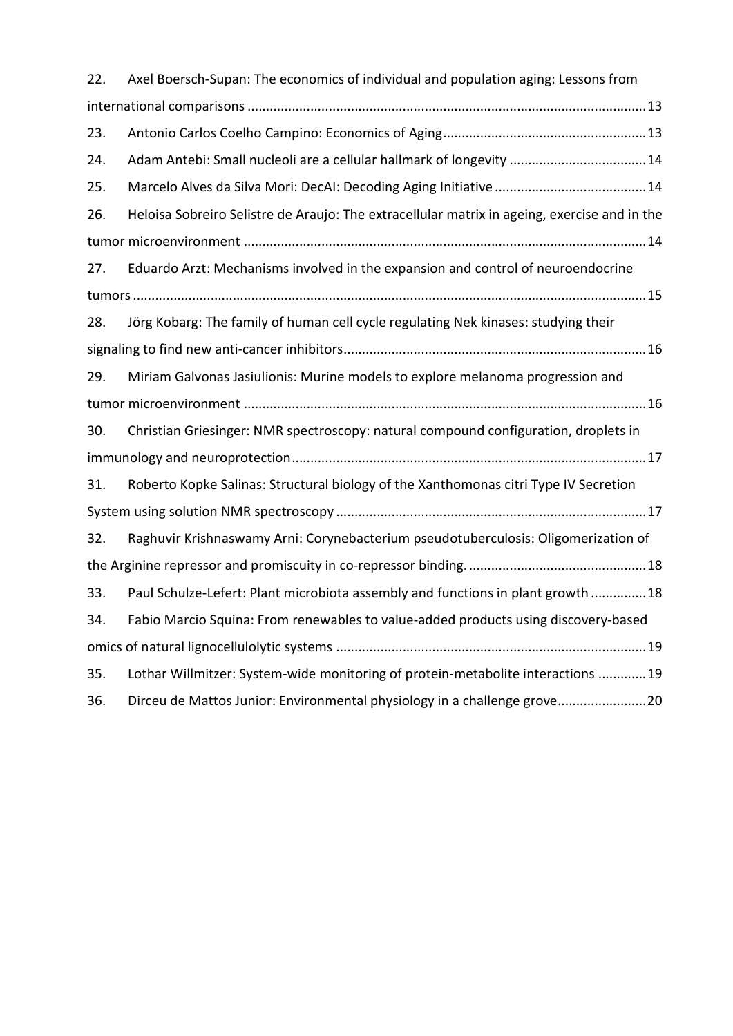22. Axel Boersch-Supan: The economics of individual and population aging: Lessons from international comparisons ........................................................................................................... 13
23. Antonio Carlos Coelho Campino: Economics of Aging ....................................................... 13
24. Adam Antebi: Small nucleoli are a cellular hallmark of longevity ..................................... 14
25. Marcelo Alves da Silva Mori: DecAI: Decoding Aging Initiative ......................................... 14
26. Heloisa Sobreiro Selistre de Araujo: The extracellular matrix in ageing, exercise and in the tumor microenvironment ............................................................................................................ 14
27. Eduardo Arzt: Mechanisms involved in the expansion and control of neuroendocrine tumors ........................................................................................................................................... 15
28. Jörg Kobarg: The family of human cell cycle regulating Nek kinases: studying their signaling to find new anti-cancer inhibitors .................................................................................. 16
29. Miriam Galvonas Jasiulionis: Murine models to explore melanoma progression and tumor microenvironment ............................................................................................................ 16
30. Christian Griesinger: NMR spectroscopy: natural compound configuration, droplets in immunology and neuroprotection ............................................................................................... 17
31. Roberto Kopke Salinas: Structural biology of the Xanthomonas citri Type IV Secretion System using solution NMR spectroscopy ................................................................................... 17
32. Raghuvir Krishnaswamy Arni: Corynebacterium pseudotuberculosis: Oligomerization of the Arginine repressor and promiscuity in co-repressor binding. ................................................ 18
33. Paul Schulze-Lefert: Plant microbiota assembly and functions in plant growth ............... 18
34. Fabio Marcio Squina: From renewables to value-added products using discovery-based omics of natural lignocellulolytic systems ................................................................................... 19
35. Lothar Willmitzer: System-wide monitoring of protein-metabolite interactions ............. 19
36. Dirceu de Mattos Junior: Environmental physiology in a challenge grove ........................ 20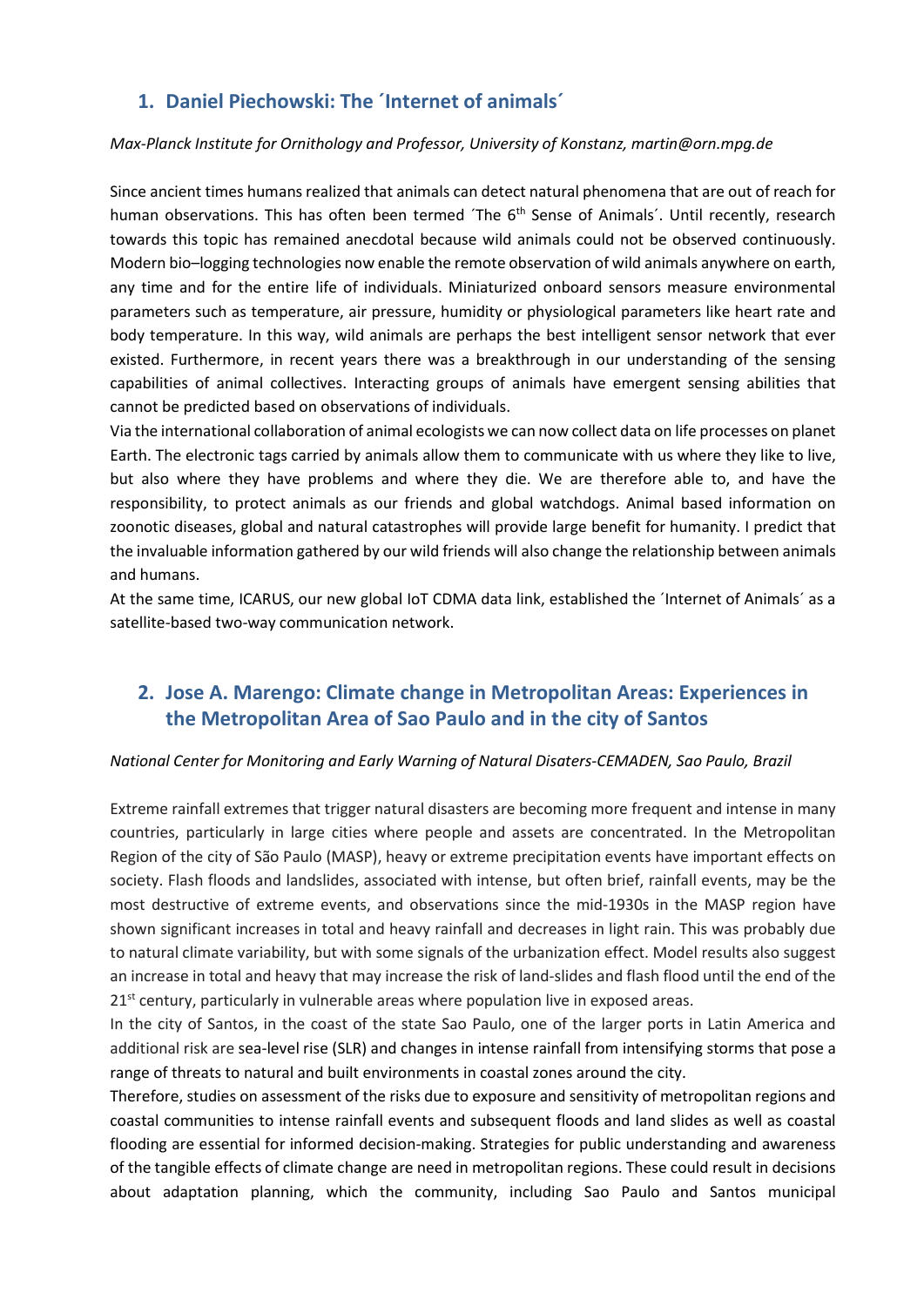## 1. Daniel Piechowski: The ´Internet of animals´

*Max-Planck Institute for Ornithology and Professor, University of Konstanz, martin@orn.mpg.de*

Since ancient times humans realized that animals can detect natural phenomena that are out of reach for human observations. This has often been termed ´The 6th Sense of Animals´. Until recently, research towards this topic has remained anecdotal because wild animals could not be observed continuously. Modern bio–logging technologies now enable the remote observation of wild animals anywhere on earth, any time and for the entire life of individuals. Miniaturized onboard sensors measure environmental parameters such as temperature, air pressure, humidity or physiological parameters like heart rate and body temperature. In this way, wild animals are perhaps the best intelligent sensor network that ever existed. Furthermore, in recent years there was a breakthrough in our understanding of the sensing capabilities of animal collectives. Interacting groups of animals have emergent sensing abilities that cannot be predicted based on observations of individuals.

Via the international collaboration of animal ecologists we can now collect data on life processes on planet Earth. The electronic tags carried by animals allow them to communicate with us where they like to live, but also where they have problems and where they die. We are therefore able to, and have the responsibility, to protect animals as our friends and global watchdogs. Animal based information on zoonotic diseases, global and natural catastrophes will provide large benefit for humanity. I predict that the invaluable information gathered by our wild friends will also change the relationship between animals and humans.

At the same time, ICARUS, our new global IoT CDMA data link, established the ´Internet of Animals´ as a satellite-based two-way communication network.

## 2. Jose A. Marengo: Climate change in Metropolitan Areas: Experiences in the Metropolitan Area of Sao Paulo and in the city of Santos

*National Center for Monitoring and Early Warning of Natural Disaters-CEMADEN, Sao Paulo, Brazil*

Extreme rainfall extremes that trigger natural disasters are becoming more frequent and intense in many countries, particularly in large cities where people and assets are concentrated. In the Metropolitan Region of the city of São Paulo (MASP), heavy or extreme precipitation events have important effects on society. Flash floods and landslides, associated with intense, but often brief, rainfall events, may be the most destructive of extreme events, and observations since the mid-1930s in the MASP region have shown significant increases in total and heavy rainfall and decreases in light rain. This was probably due to natural climate variability, but with some signals of the urbanization effect. Model results also suggest an increase in total and heavy that may increase the risk of land-slides and flash flood until the end of the 21st century, particularly in vulnerable areas where population live in exposed areas.

In the city of Santos, in the coast of the state Sao Paulo, one of the larger ports in Latin America and additional risk are sea-level rise (SLR) and changes in intense rainfall from intensifying storms that pose a range of threats to natural and built environments in coastal zones around the city.

Therefore, studies on assessment of the risks due to exposure and sensitivity of metropolitan regions and coastal communities to intense rainfall events and subsequent floods and land slides as well as coastal flooding are essential for informed decision-making. Strategies for public understanding and awareness of the tangible effects of climate change are need in metropolitan regions. These could result in decisions about adaptation planning, which the community, including Sao Paulo and Santos municipal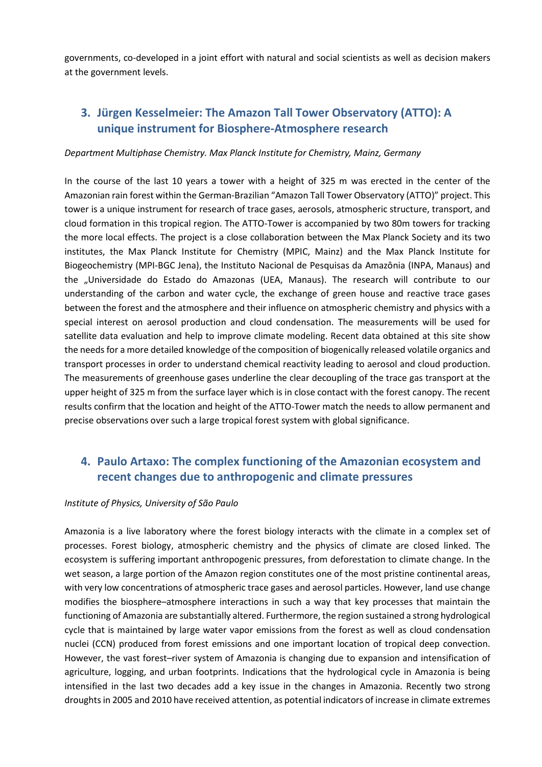governments, co-developed in a joint effort with natural and social scientists as well as decision makers at the government levels.

## 3. Jürgen Kesselmeier: The Amazon Tall Tower Observatory (ATTO): A unique instrument for Biosphere-Atmosphere research

*Department Multiphase Chemistry. Max Planck Institute for Chemistry, Mainz, Germany*

In the course of the last 10 years a tower with a height of 325 m was erected in the center of the Amazonian rain forest within the German-Brazilian "Amazon Tall Tower Observatory (ATTO)" project. This tower is a unique instrument for research of trace gases, aerosols, atmospheric structure, transport, and cloud formation in this tropical region. The ATTO-Tower is accompanied by two 80m towers for tracking the more local effects. The project is a close collaboration between the Max Planck Society and its two institutes, the Max Planck Institute for Chemistry (MPIC, Mainz) and the Max Planck Institute for Biogeochemistry (MPI-BGC Jena), the Instituto Nacional de Pesquisas da Amazônia (INPA, Manaus) and the „Universidade do Estado do Amazonas (UEA, Manaus). The research will contribute to our understanding of the carbon and water cycle, the exchange of green house and reactive trace gases between the forest and the atmosphere and their influence on atmospheric chemistry and physics with a special interest on aerosol production and cloud condensation. The measurements will be used for satellite data evaluation and help to improve climate modeling. Recent data obtained at this site show the needs for a more detailed knowledge of the composition of biogenically released volatile organics and transport processes in order to understand chemical reactivity leading to aerosol and cloud production. The measurements of greenhouse gases underline the clear decoupling of the trace gas transport at the upper height of 325 m from the surface layer which is in close contact with the forest canopy. The recent results confirm that the location and height of the ATTO-Tower match the needs to allow permanent and precise observations over such a large tropical forest system with global significance.

## 4. Paulo Artaxo: The complex functioning of the Amazonian ecosystem and recent changes due to anthropogenic and climate pressures

*Institute of Physics, University of São Paulo*

Amazonia is a live laboratory where the forest biology interacts with the climate in a complex set of processes. Forest biology, atmospheric chemistry and the physics of climate are closed linked. The ecosystem is suffering important anthropogenic pressures, from deforestation to climate change. In the wet season, a large portion of the Amazon region constitutes one of the most pristine continental areas, with very low concentrations of atmospheric trace gases and aerosol particles. However, land use change modifies the biosphere–atmosphere interactions in such a way that key processes that maintain the functioning of Amazonia are substantially altered. Furthermore, the region sustained a strong hydrological cycle that is maintained by large water vapor emissions from the forest as well as cloud condensation nuclei (CCN) produced from forest emissions and one important location of tropical deep convection. However, the vast forest–river system of Amazonia is changing due to expansion and intensification of agriculture, logging, and urban footprints. Indications that the hydrological cycle in Amazonia is being intensified in the last two decades add a key issue in the changes in Amazonia. Recently two strong droughts in 2005 and 2010 have received attention, as potential indicators of increase in climate extremes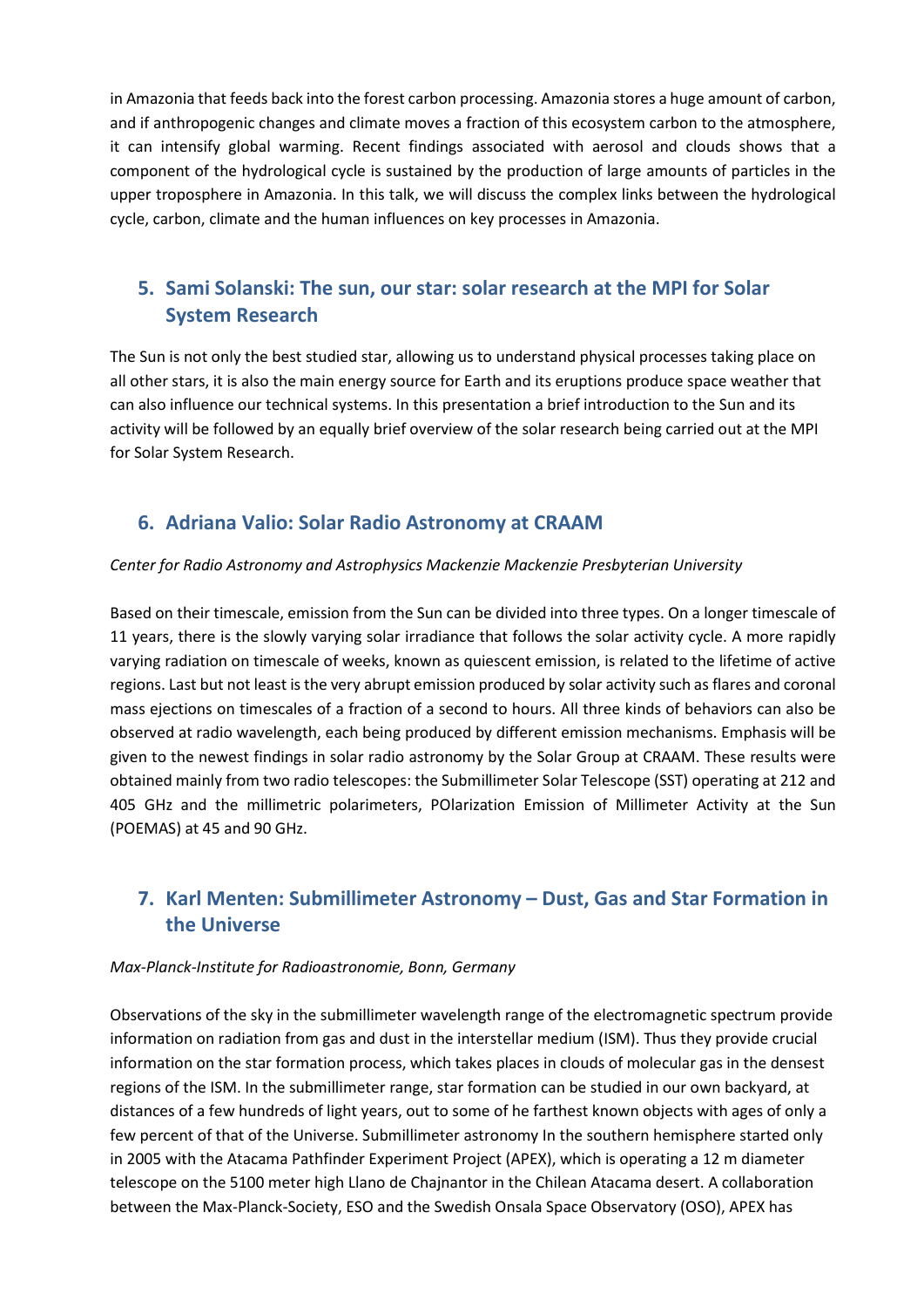in Amazonia that feeds back into the forest carbon processing. Amazonia stores a huge amount of carbon, and if anthropogenic changes and climate moves a fraction of this ecosystem carbon to the atmosphere, it can intensify global warming. Recent findings associated with aerosol and clouds shows that a component of the hydrological cycle is sustained by the production of large amounts of particles in the upper troposphere in Amazonia. In this talk, we will discuss the complex links between the hydrological cycle, carbon, climate and the human influences on key processes in Amazonia.

## 5. Sami Solanski: The sun, our star: solar research at the MPI for Solar System Research

The Sun is not only the best studied star, allowing us to understand physical processes taking place on all other stars, it is also the main energy source for Earth and its eruptions produce space weather that can also influence our technical systems. In this presentation a brief introduction to the Sun and its activity will be followed by an equally brief overview of the solar research being carried out at the MPI for Solar System Research.

## 6. Adriana Valio: Solar Radio Astronomy at CRAAM

*Center for Radio Astronomy and Astrophysics Mackenzie Mackenzie Presbyterian University*

Based on their timescale, emission from the Sun can be divided into three types. On a longer timescale of 11 years, there is the slowly varying solar irradiance that follows the solar activity cycle. A more rapidly varying radiation on timescale of weeks, known as quiescent emission, is related to the lifetime of active regions. Last but not least is the very abrupt emission produced by solar activity such as flares and coronal mass ejections on timescales of a fraction of a second to hours. All three kinds of behaviors can also be observed at radio wavelength, each being produced by different emission mechanisms. Emphasis will be given to the newest findings in solar radio astronomy by the Solar Group at CRAAM. These results were obtained mainly from two radio telescopes: the Submillimeter Solar Telescope (SST) operating at 212 and 405 GHz and the millimetric polarimeters, POlarization Emission of Millimeter Activity at the Sun (POEMAS) at 45 and 90 GHz.

## 7. Karl Menten: Submillimeter Astronomy – Dust, Gas and Star Formation in the Universe

*Max-Planck-Institute for Radioastronomie, Bonn, Germany*

Observations of the sky in the submillimeter wavelength range of the electromagnetic spectrum provide information on radiation from gas and dust in the interstellar medium (ISM). Thus they provide crucial information on the star formation process, which takes places in clouds of molecular gas in the densest regions of the ISM. In the submillimeter range, star formation can be studied in our own backyard, at distances of a few hundreds of light years, out to some of he farthest known objects with ages of only a few percent of that of the Universe. Submillimeter astronomy In the southern hemisphere started only in 2005 with the Atacama Pathfinder Experiment Project (APEX), which is operating a 12 m diameter telescope on the 5100 meter high Llano de Chajnantor in the Chilean Atacama desert. A collaboration between the Max-Planck-Society, ESO and the Swedish Onsala Space Observatory (OSO), APEX has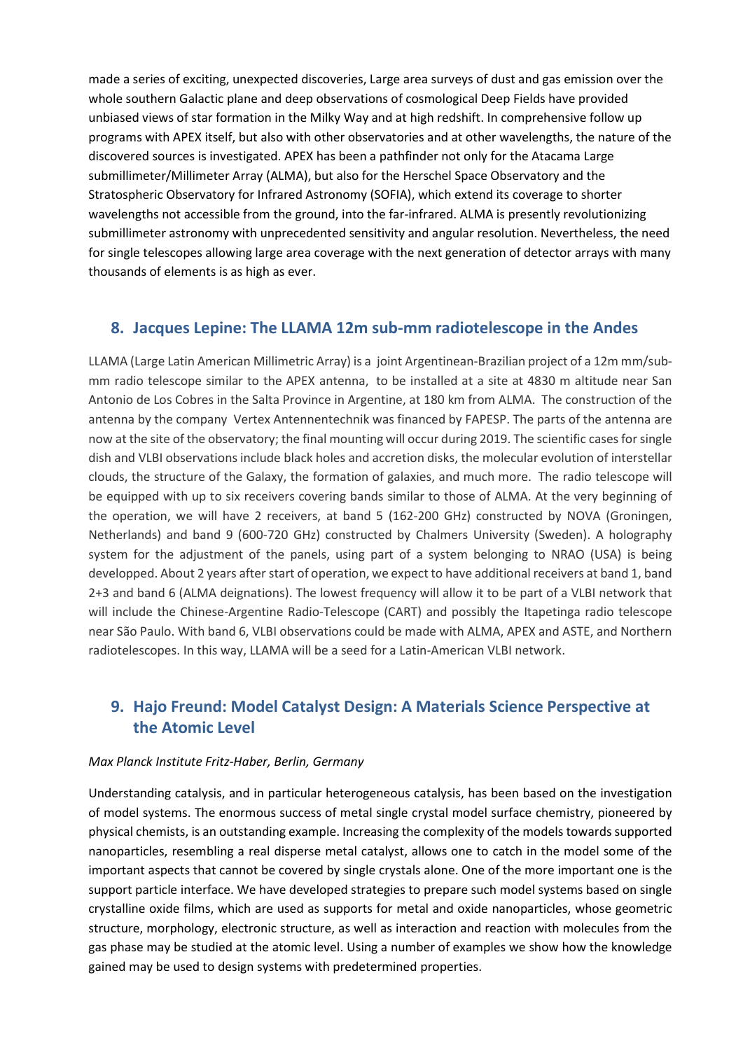made a series of exciting, unexpected discoveries, Large area surveys of dust and gas emission over the whole southern Galactic plane and deep observations of cosmological Deep Fields have provided unbiased views of star formation in the Milky Way and at high redshift. In comprehensive follow up programs with APEX itself, but also with other observatories and at other wavelengths, the nature of the discovered sources is investigated. APEX has been a pathfinder not only for the Atacama Large submillimeter/Millimeter Array (ALMA), but also for the Herschel Space Observatory and the Stratospheric Observatory for Infrared Astronomy (SOFIA), which extend its coverage to shorter wavelengths not accessible from the ground, into the far-infrared. ALMA is presently revolutionizing submillimeter astronomy with unprecedented sensitivity and angular resolution. Nevertheless, the need for single telescopes allowing large area coverage with the next generation of detector arrays with many thousands of elements is as high as ever.

## 8. Jacques Lepine: The LLAMA 12m sub-mm radiotelescope in the Andes

LLAMA (Large Latin American Millimetric Array) is a joint Argentinean-Brazilian project of a 12m mm/sub-mm radio telescope similar to the APEX antenna, to be installed at a site at 4830 m altitude near San Antonio de Los Cobres in the Salta Province in Argentine, at 180 km from ALMA. The construction of the antenna by the company Vertex Antennentechnik was financed by FAPESP. The parts of the antenna are now at the site of the observatory; the final mounting will occur during 2019. The scientific cases for single dish and VLBI observations include black holes and accretion disks, the molecular evolution of interstellar clouds, the structure of the Galaxy, the formation of galaxies, and much more. The radio telescope will be equipped with up to six receivers covering bands similar to those of ALMA. At the very beginning of the operation, we will have 2 receivers, at band 5 (162-200 GHz) constructed by NOVA (Groningen, Netherlands) and band 9 (600-720 GHz) constructed by Chalmers University (Sweden). A holography system for the adjustment of the panels, using part of a system belonging to NRAO (USA) is being developped. About 2 years after start of operation, we expect to have additional receivers at band 1, band 2+3 and band 6 (ALMA deignations). The lowest frequency will allow it to be part of a VLBI network that will include the Chinese-Argentine Radio-Telescope (CART) and possibly the Itapetinga radio telescope near São Paulo. With band 6, VLBI observations could be made with ALMA, APEX and ASTE, and Northern radiotelescopes. In this way, LLAMA will be a seed for a Latin-American VLBI network.

## 9. Hajo Freund: Model Catalyst Design: A Materials Science Perspective at the Atomic Level

*Max Planck Institute Fritz-Haber, Berlin, Germany*

Understanding catalysis, and in particular heterogeneous catalysis, has been based on the investigation of model systems. The enormous success of metal single crystal model surface chemistry, pioneered by physical chemists, is an outstanding example. Increasing the complexity of the models towards supported nanoparticles, resembling a real disperse metal catalyst, allows one to catch in the model some of the important aspects that cannot be covered by single crystals alone. One of the more important one is the support particle interface. We have developed strategies to prepare such model systems based on single crystalline oxide films, which are used as supports for metal and oxide nanoparticles, whose geometric structure, morphology, electronic structure, as well as interaction and reaction with molecules from the gas phase may be studied at the atomic level. Using a number of examples we show how the knowledge gained may be used to design systems with predetermined properties.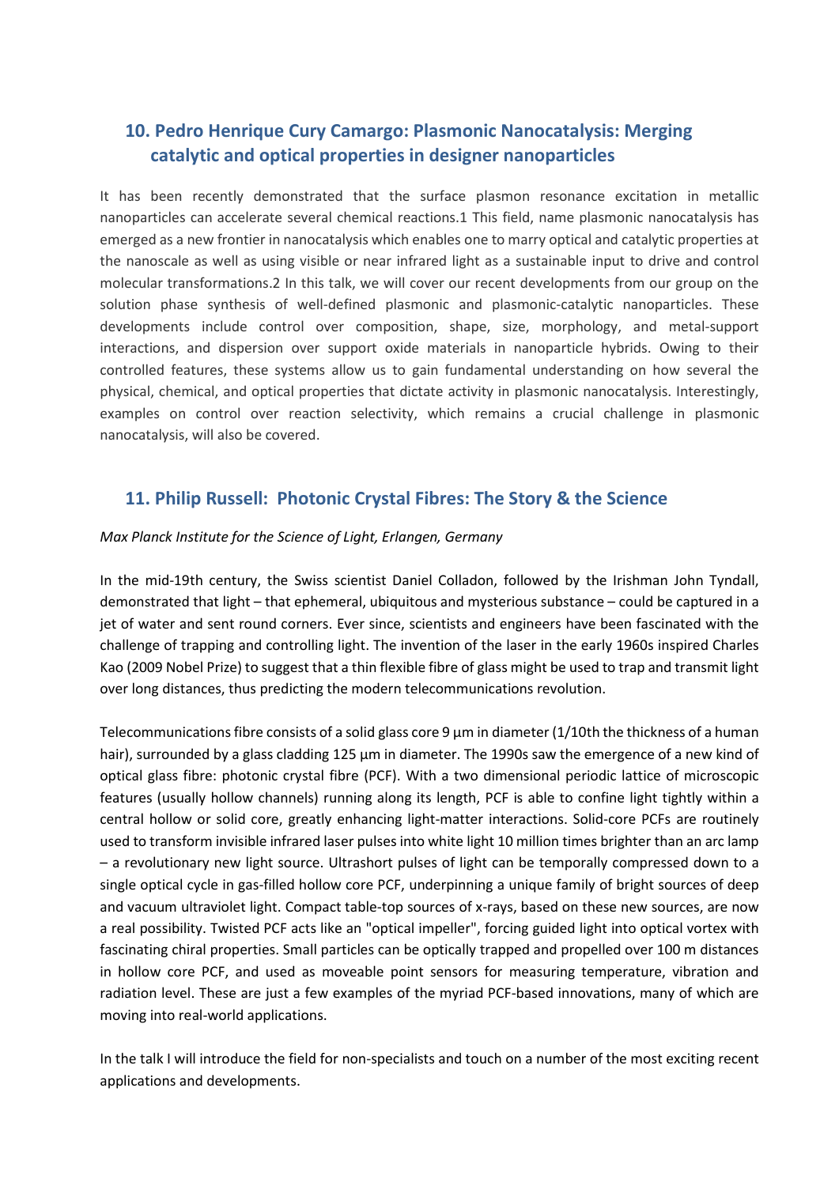## 10. Pedro Henrique Cury Camargo: Plasmonic Nanocatalysis: Merging catalytic and optical properties in designer nanoparticles

It has been recently demonstrated that the surface plasmon resonance excitation in metallic nanoparticles can accelerate several chemical reactions.1 This field, name plasmonic nanocatalysis has emerged as a new frontier in nanocatalysis which enables one to marry optical and catalytic properties at the nanoscale as well as using visible or near infrared light as a sustainable input to drive and control molecular transformations.2 In this talk, we will cover our recent developments from our group on the solution phase synthesis of well-defined plasmonic and plasmonic-catalytic nanoparticles. These developments include control over composition, shape, size, morphology, and metal-support interactions, and dispersion over support oxide materials in nanoparticle hybrids. Owing to their controlled features, these systems allow us to gain fundamental understanding on how several the physical, chemical, and optical properties that dictate activity in plasmonic nanocatalysis. Interestingly, examples on control over reaction selectivity, which remains a crucial challenge in plasmonic nanocatalysis, will also be covered.

## 11. Philip Russell: Photonic Crystal Fibres: The Story & the Science

*Max Planck Institute for the Science of Light, Erlangen, Germany*

In the mid-19th century, the Swiss scientist Daniel Colladon, followed by the Irishman John Tyndall, demonstrated that light – that ephemeral, ubiquitous and mysterious substance – could be captured in a jet of water and sent round corners. Ever since, scientists and engineers have been fascinated with the challenge of trapping and controlling light. The invention of the laser in the early 1960s inspired Charles Kao (2009 Nobel Prize) to suggest that a thin flexible fibre of glass might be used to trap and transmit light over long distances, thus predicting the modern telecommunications revolution.

Telecommunications fibre consists of a solid glass core 9 µm in diameter (1/10th the thickness of a human hair), surrounded by a glass cladding 125 µm in diameter. The 1990s saw the emergence of a new kind of optical glass fibre: photonic crystal fibre (PCF). With a two dimensional periodic lattice of microscopic features (usually hollow channels) running along its length, PCF is able to confine light tightly within a central hollow or solid core, greatly enhancing light-matter interactions. Solid-core PCFs are routinely used to transform invisible infrared laser pulses into white light 10 million times brighter than an arc lamp – a revolutionary new light source. Ultrashort pulses of light can be temporally compressed down to a single optical cycle in gas-filled hollow core PCF, underpinning a unique family of bright sources of deep and vacuum ultraviolet light. Compact table-top sources of x-rays, based on these new sources, are now a real possibility. Twisted PCF acts like an "optical impeller", forcing guided light into optical vortex with fascinating chiral properties. Small particles can be optically trapped and propelled over 100 m distances in hollow core PCF, and used as moveable point sensors for measuring temperature, vibration and radiation level. These are just a few examples of the myriad PCF-based innovations, many of which are moving into real-world applications.

In the talk I will introduce the field for non-specialists and touch on a number of the most exciting recent applications and developments.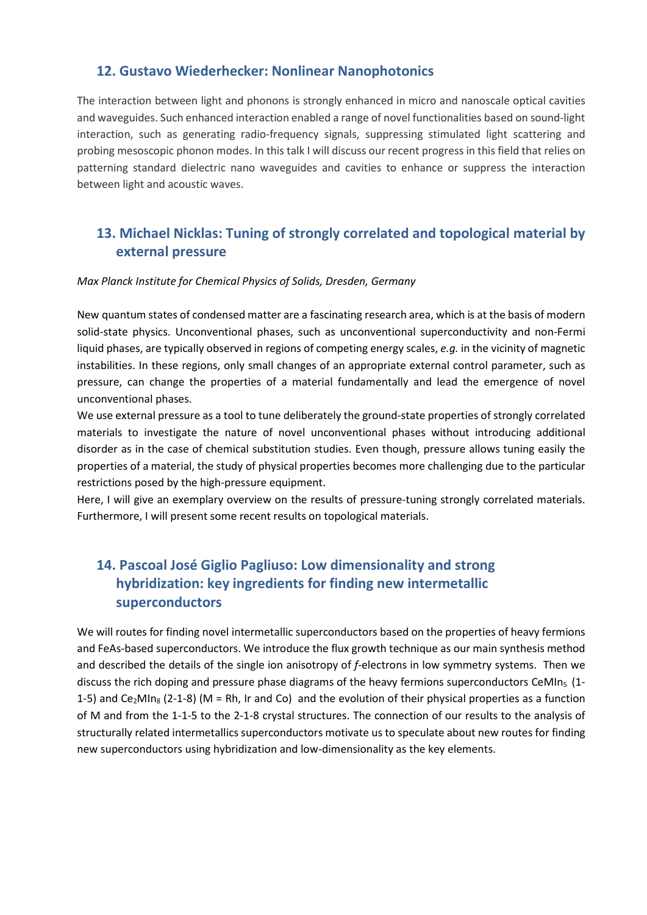## 12. Gustavo Wiederhecker: Nonlinear Nanophotonics

The interaction between light and phonons is strongly enhanced in micro and nanoscale optical cavities and waveguides. Such enhanced interaction enabled a range of novel functionalities based on sound-light interaction, such as generating radio-frequency signals, suppressing stimulated light scattering and probing mesoscopic phonon modes. In this talk I will discuss our recent progress in this field that relies on patterning standard dielectric nano waveguides and cavities to enhance or suppress the interaction between light and acoustic waves.

## 13. Michael Nicklas: Tuning of strongly correlated and topological material by external pressure

*Max Planck Institute for Chemical Physics of Solids, Dresden, Germany*

New quantum states of condensed matter are a fascinating research area, which is at the basis of modern solid-state physics. Unconventional phases, such as unconventional superconductivity and non-Fermi liquid phases, are typically observed in regions of competing energy scales, *e.g.* in the vicinity of magnetic instabilities. In these regions, only small changes of an appropriate external control parameter, such as pressure, can change the properties of a material fundamentally and lead the emergence of novel unconventional phases.

We use external pressure as a tool to tune deliberately the ground-state properties of strongly correlated materials to investigate the nature of novel unconventional phases without introducing additional disorder as in the case of chemical substitution studies. Even though, pressure allows tuning easily the properties of a material, the study of physical properties becomes more challenging due to the particular restrictions posed by the high-pressure equipment.

Here, I will give an exemplary overview on the results of pressure-tuning strongly correlated materials. Furthermore, I will present some recent results on topological materials.

## 14. Pascoal José Giglio Pagliuso: Low dimensionality and strong hybridization: key ingredients for finding new intermetallic superconductors

We will routes for finding novel intermetallic superconductors based on the properties of heavy fermions and FeAs-based superconductors. We introduce the flux growth technique as our main synthesis method and described the details of the single ion anisotropy of *f*-electrons in low symmetry systems. Then we discuss the rich doping and pressure phase diagrams of the heavy fermions superconductors $CeMIn_5$ (1-1-5) and $Ce_2MIn_8$ (2-1-8) (M = Rh, Ir and Co) and the evolution of their physical properties as a function of M and from the 1-1-5 to the 2-1-8 crystal structures. The connection of our results to the analysis of structurally related intermetallics superconductors motivate us to speculate about new routes for finding new superconductors using hybridization and low-dimensionality as the key elements.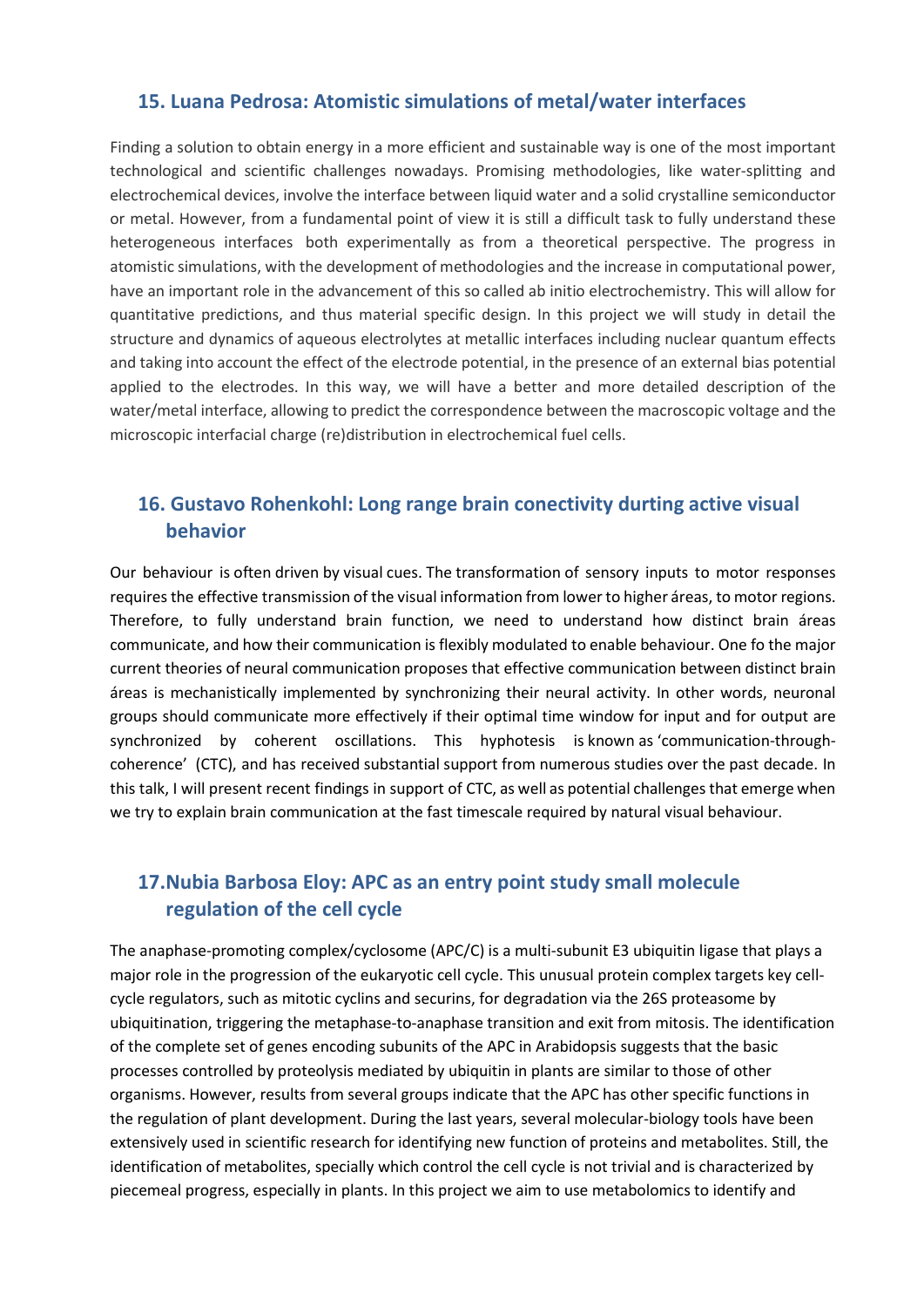## 15. Luana Pedrosa: Atomistic simulations of metal/water interfaces

Finding a solution to obtain energy in a more efficient and sustainable way is one of the most important technological and scientific challenges nowadays. Promising methodologies, like water-splitting and electrochemical devices, involve the interface between liquid water and a solid crystalline semiconductor or metal. However, from a fundamental point of view it is still a difficult task to fully understand these heterogeneous interfaces both experimentally as from a theoretical perspective. The progress in atomistic simulations, with the development of methodologies and the increase in computational power, have an important role in the advancement of this so called ab initio electrochemistry. This will allow for quantitative predictions, and thus material specific design. In this project we will study in detail the structure and dynamics of aqueous electrolytes at metallic interfaces including nuclear quantum effects and taking into account the effect of the electrode potential, in the presence of an external bias potential applied to the electrodes. In this way, we will have a better and more detailed description of the water/metal interface, allowing to predict the correspondence between the macroscopic voltage and the microscopic interfacial charge (re)distribution in electrochemical fuel cells.

## 16. Gustavo Rohenkohl: Long range brain conectivity durting active visual behavior

Our behaviour is often driven by visual cues. The transformation of sensory inputs to motor responses requires the effective transmission of the visual information from lower to higher áreas, to motor regions. Therefore, to fully understand brain function, we need to understand how distinct brain áreas communicate, and how their communication is flexibly modulated to enable behaviour. One fo the major current theories of neural communication proposes that effective communication between distinct brain áreas is mechanistically implemented by synchronizing their neural activity. In other words, neuronal groups should communicate more effectively if their optimal time window for input and for output are synchronized by coherent oscillations. This hyphotesis is known as 'communication-through-coherence' (CTC), and has received substantial support from numerous studies over the past decade. In this talk, I will present recent findings in support of CTC, as well as potential challenges that emerge when we try to explain brain communication at the fast timescale required by natural visual behaviour.

## 17. Nubia Barbosa Eloy: APC as an entry point study small molecule regulation of the cell cycle

The anaphase-promoting complex/cyclosome (APC/C) is a multi-subunit E3 ubiquitin ligase that plays a major role in the progression of the eukaryotic cell cycle. This unusual protein complex targets key cell-cycle regulators, such as mitotic cyclins and securins, for degradation via the 26S proteasome by ubiquitination, triggering the metaphase-to-anaphase transition and exit from mitosis. The identification of the complete set of genes encoding subunits of the APC in Arabidopsis suggests that the basic processes controlled by proteolysis mediated by ubiquitin in plants are similar to those of other organisms. However, results from several groups indicate that the APC has other specific functions in the regulation of plant development. During the last years, several molecular-biology tools have been extensively used in scientific research for identifying new function of proteins and metabolites. Still, the identification of metabolites, specially which control the cell cycle is not trivial and is characterized by piecemeal progress, especially in plants. In this project we aim to use metabolomics to identify and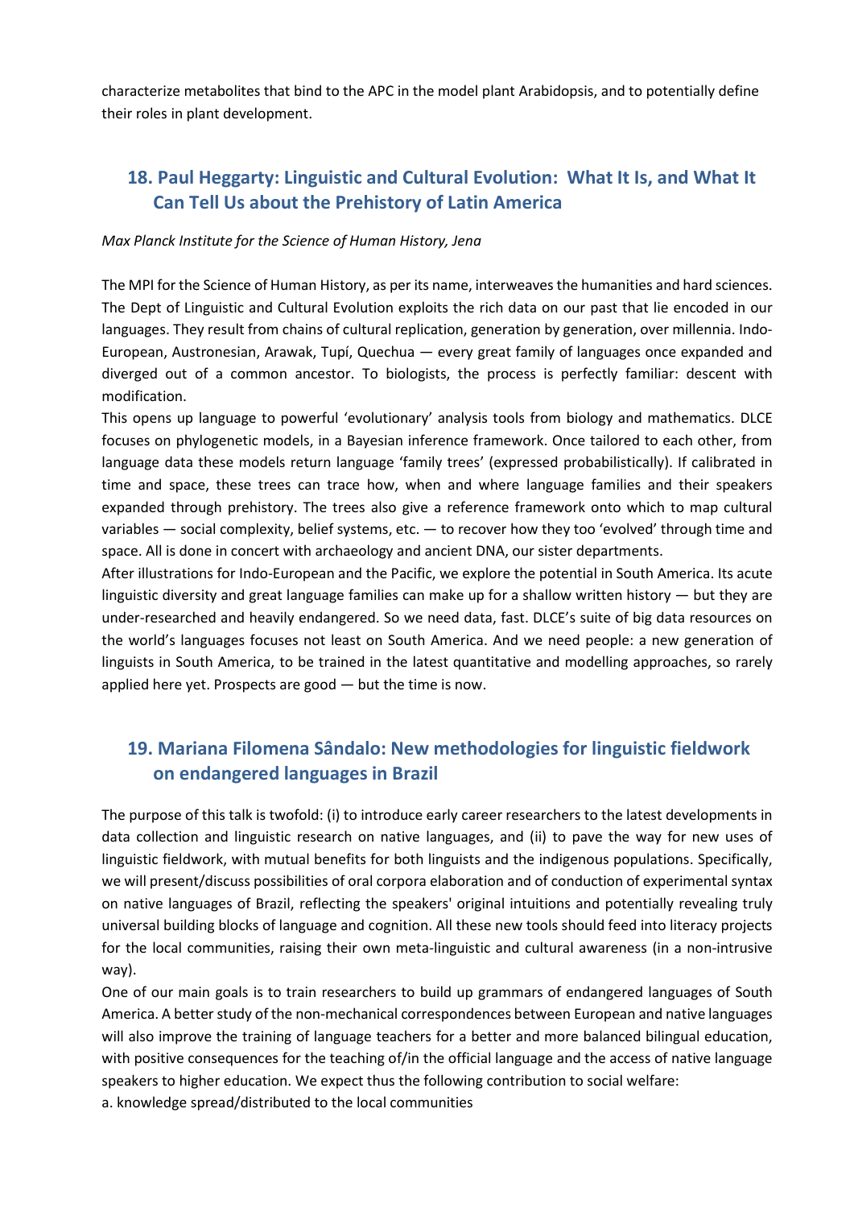characterize metabolites that bind to the APC in the model plant Arabidopsis, and to potentially define their roles in plant development.

## 18. Paul Heggarty: Linguistic and Cultural Evolution: What It Is, and What It Can Tell Us about the Prehistory of Latin America

*Max Planck Institute for the Science of Human History, Jena*

The MPI for the Science of Human History, as per its name, interweaves the humanities and hard sciences. The Dept of Linguistic and Cultural Evolution exploits the rich data on our past that lie encoded in our languages. They result from chains of cultural replication, generation by generation, over millennia. Indo-European, Austronesian, Arawak, Tupí, Quechua — every great family of languages once expanded and diverged out of a common ancestor. To biologists, the process is perfectly familiar: descent with modification.

This opens up language to powerful 'evolutionary' analysis tools from biology and mathematics. DLCE focuses on phylogenetic models, in a Bayesian inference framework. Once tailored to each other, from language data these models return language 'family trees' (expressed probabilistically). If calibrated in time and space, these trees can trace how, when and where language families and their speakers expanded through prehistory. The trees also give a reference framework onto which to map cultural variables — social complexity, belief systems, etc. — to recover how they too 'evolved' through time and space. All is done in concert with archaeology and ancient DNA, our sister departments.

After illustrations for Indo-European and the Pacific, we explore the potential in South America. Its acute linguistic diversity and great language families can make up for a shallow written history — but they are under-researched and heavily endangered. So we need data, fast. DLCE's suite of big data resources on the world's languages focuses not least on South America. And we need people: a new generation of linguists in South America, to be trained in the latest quantitative and modelling approaches, so rarely applied here yet. Prospects are good — but the time is now.

## 19. Mariana Filomena Sândalo: New methodologies for linguistic fieldwork on endangered languages in Brazil

The purpose of this talk is twofold: (i) to introduce early career researchers to the latest developments in data collection and linguistic research on native languages, and (ii) to pave the way for new uses of linguistic fieldwork, with mutual benefits for both linguists and the indigenous populations. Specifically, we will present/discuss possibilities of oral corpora elaboration and of conduction of experimental syntax on native languages of Brazil, reflecting the speakers' original intuitions and potentially revealing truly universal building blocks of language and cognition. All these new tools should feed into literacy projects for the local communities, raising their own meta-linguistic and cultural awareness (in a non-intrusive way).

One of our main goals is to train researchers to build up grammars of endangered languages of South America. A better study of the non-mechanical correspondences between European and native languages will also improve the training of language teachers for a better and more balanced bilingual education, with positive consequences for the teaching of/in the official language and the access of native language speakers to higher education. We expect thus the following contribution to social welfare:

a. knowledge spread/distributed to the local communities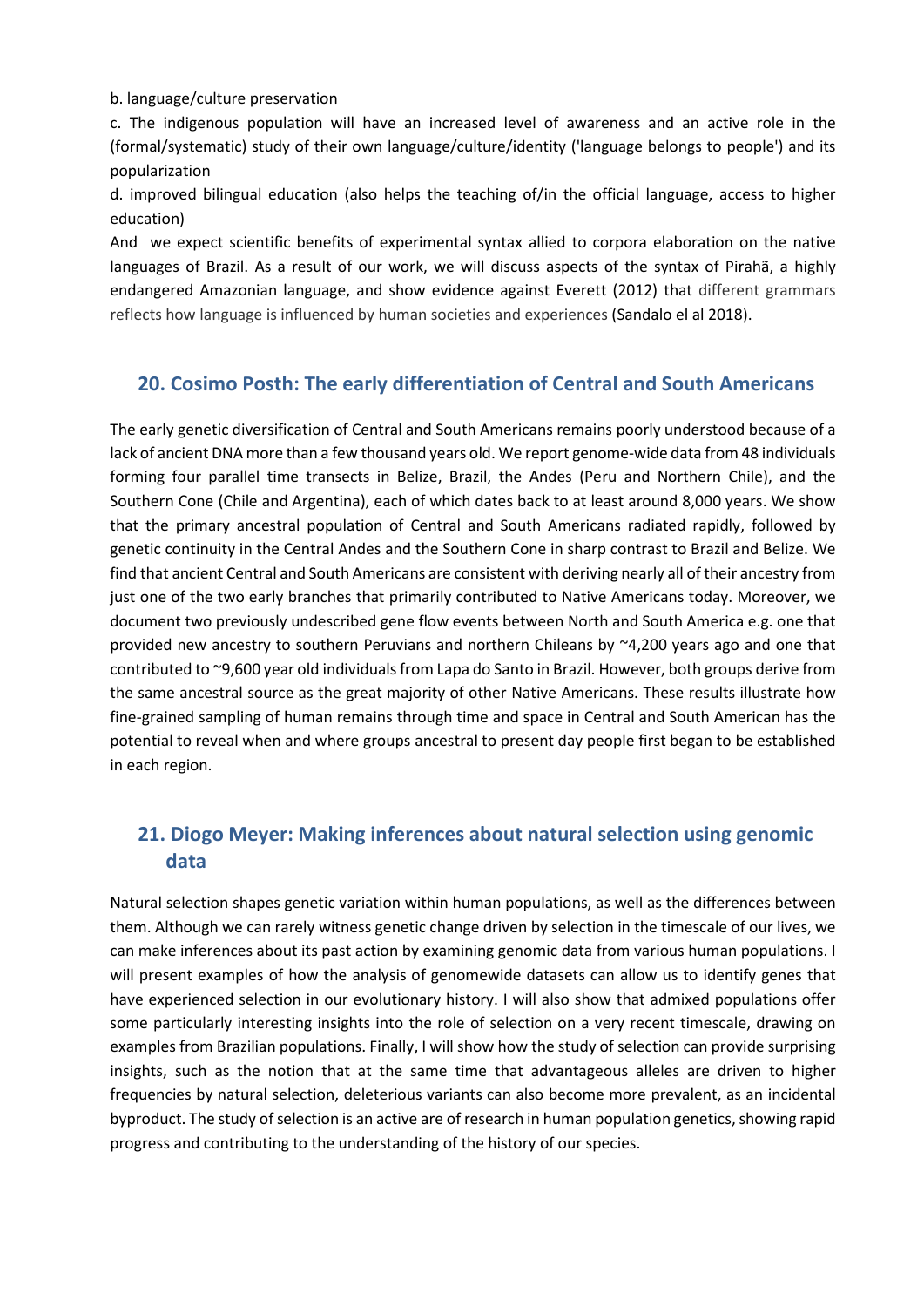b. language/culture preservation

c. The indigenous population will have an increased level of awareness and an active role in the (formal/systematic) study of their own language/culture/identity ('language belongs to people') and its popularization

d. improved bilingual education (also helps the teaching of/in the official language, access to higher education)

And we expect scientific benefits of experimental syntax allied to corpora elaboration on the native languages of Brazil. As a result of our work, we will discuss aspects of the syntax of Pirahã, a highly endangered Amazonian language, and show evidence against Everett (2012) that different grammars reflects how language is influenced by human societies and experiences (Sandalo el al 2018).

## 20. Cosimo Posth: The early differentiation of Central and South Americans

The early genetic diversification of Central and South Americans remains poorly understood because of a lack of ancient DNA more than a few thousand years old. We report genome-wide data from 48 individuals forming four parallel time transects in Belize, Brazil, the Andes (Peru and Northern Chile), and the Southern Cone (Chile and Argentina), each of which dates back to at least around 8,000 years. We show that the primary ancestral population of Central and South Americans radiated rapidly, followed by genetic continuity in the Central Andes and the Southern Cone in sharp contrast to Brazil and Belize. We find that ancient Central and South Americans are consistent with deriving nearly all of their ancestry from just one of the two early branches that primarily contributed to Native Americans today. Moreover, we document two previously undescribed gene flow events between North and South America e.g. one that provided new ancestry to southern Peruvians and northern Chileans by ~4,200 years ago and one that contributed to ~9,600 year old individuals from Lapa do Santo in Brazil. However, both groups derive from the same ancestral source as the great majority of other Native Americans. These results illustrate how fine-grained sampling of human remains through time and space in Central and South American has the potential to reveal when and where groups ancestral to present day people first began to be established in each region.

## 21. Diogo Meyer: Making inferences about natural selection using genomic data

Natural selection shapes genetic variation within human populations, as well as the differences between them. Although we can rarely witness genetic change driven by selection in the timescale of our lives, we can make inferences about its past action by examining genomic data from various human populations. I will present examples of how the analysis of genomewide datasets can allow us to identify genes that have experienced selection in our evolutionary history. I will also show that admixed populations offer some particularly interesting insights into the role of selection on a very recent timescale, drawing on examples from Brazilian populations. Finally, I will show how the study of selection can provide surprising insights, such as the notion that at the same time that advantageous alleles are driven to higher frequencies by natural selection, deleterious variants can also become more prevalent, as an incidental byproduct. The study of selection is an active are of research in human population genetics, showing rapid progress and contributing to the understanding of the history of our species.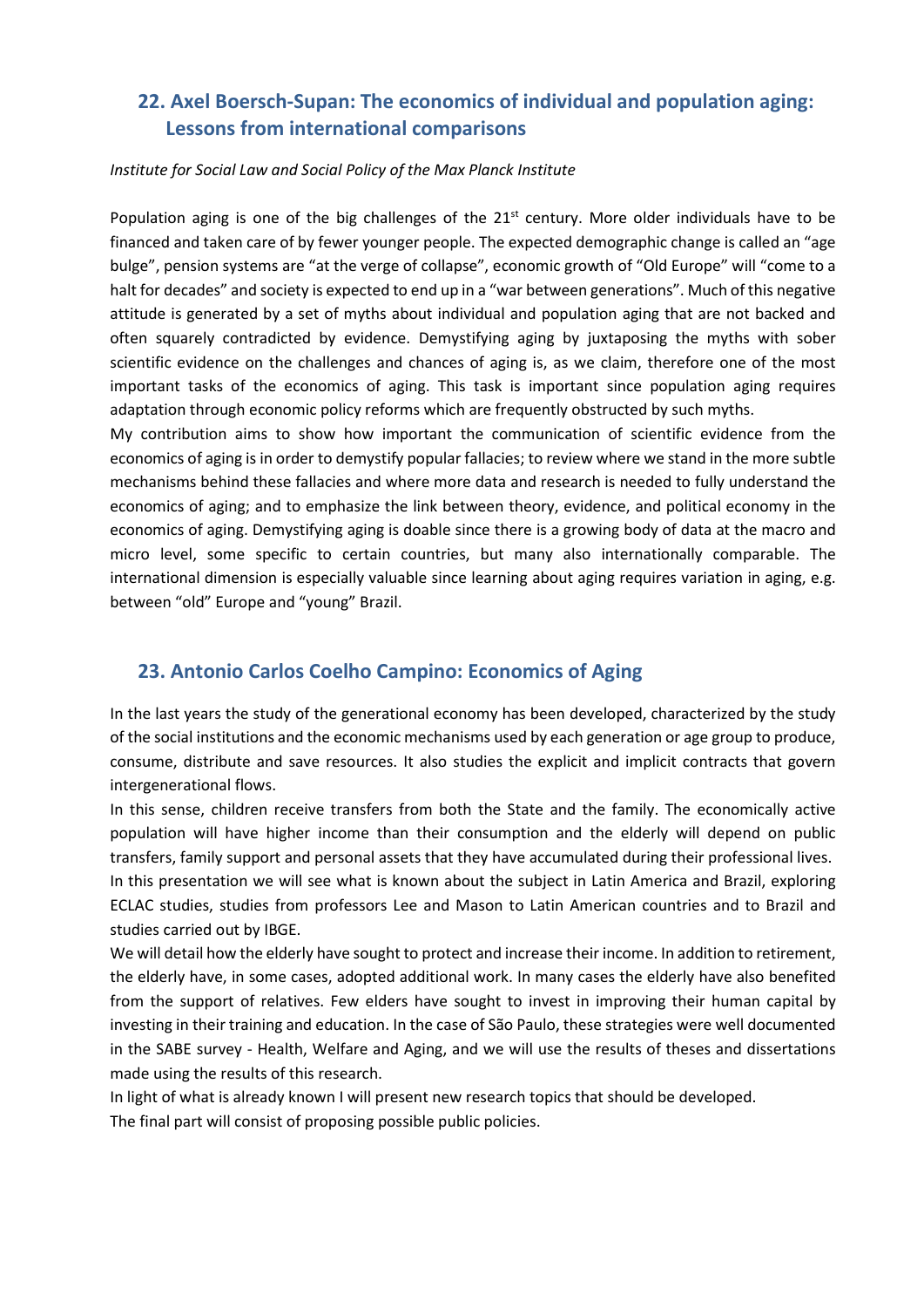## 22. Axel Boersch-Supan: The economics of individual and population aging: Lessons from international comparisons

*Institute for Social Law and Social Policy of the Max Planck Institute*

Population aging is one of the big challenges of the 21st century. More older individuals have to be financed and taken care of by fewer younger people. The expected demographic change is called an “age bulge”, pension systems are “at the verge of collapse”, economic growth of “Old Europe” will “come to a halt for decades” and society is expected to end up in a “war between generations”. Much of this negative attitude is generated by a set of myths about individual and population aging that are not backed and often squarely contradicted by evidence. Demystifying aging by juxtaposing the myths with sober scientific evidence on the challenges and chances of aging is, as we claim, therefore one of the most important tasks of the economics of aging. This task is important since population aging requires adaptation through economic policy reforms which are frequently obstructed by such myths.

My contribution aims to show how important the communication of scientific evidence from the economics of aging is in order to demystify popular fallacies; to review where we stand in the more subtle mechanisms behind these fallacies and where more data and research is needed to fully understand the economics of aging; and to emphasize the link between theory, evidence, and political economy in the economics of aging. Demystifying aging is doable since there is a growing body of data at the macro and micro level, some specific to certain countries, but many also internationally comparable. The international dimension is especially valuable since learning about aging requires variation in aging, e.g. between “old” Europe and “young” Brazil.

## 23. Antonio Carlos Coelho Campino: Economics of Aging

In the last years the study of the generational economy has been developed, characterized by the study of the social institutions and the economic mechanisms used by each generation or age group to produce, consume, distribute and save resources. It also studies the explicit and implicit contracts that govern intergenerational flows.

In this sense, children receive transfers from both the State and the family. The economically active population will have higher income than their consumption and the elderly will depend on public transfers, family support and personal assets that they have accumulated during their professional lives.

In this presentation we will see what is known about the subject in Latin America and Brazil, exploring ECLAC studies, studies from professors Lee and Mason to Latin American countries and to Brazil and studies carried out by IBGE.

We will detail how the elderly have sought to protect and increase their income. In addition to retirement, the elderly have, in some cases, adopted additional work. In many cases the elderly have also benefited from the support of relatives. Few elders have sought to invest in improving their human capital by investing in their training and education. In the case of São Paulo, these strategies were well documented in the SABE survey - Health, Welfare and Aging, and we will use the results of theses and dissertations made using the results of this research.

In light of what is already known I will present new research topics that should be developed.

The final part will consist of proposing possible public policies.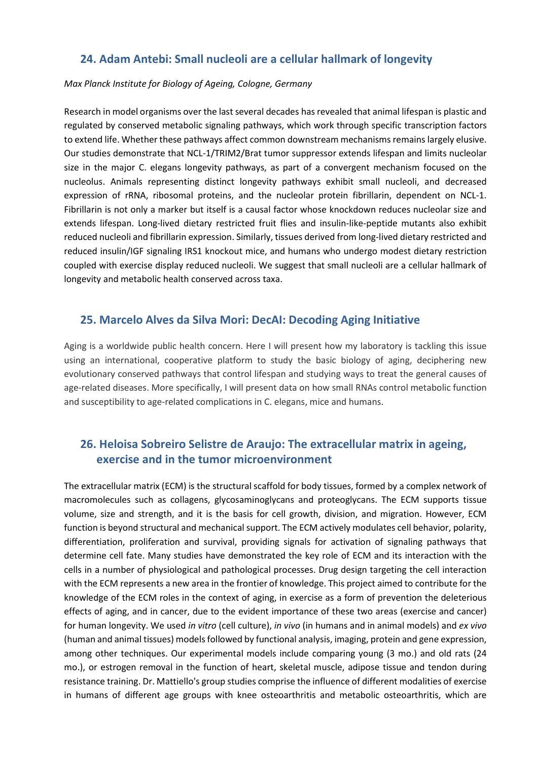## 24. Adam Antebi: Small nucleoli are a cellular hallmark of longevity

*Max Planck Institute for Biology of Ageing, Cologne, Germany*

Research in model organisms over the last several decades has revealed that animal lifespan is plastic and regulated by conserved metabolic signaling pathways, which work through specific transcription factors to extend life. Whether these pathways affect common downstream mechanisms remains largely elusive. Our studies demonstrate that NCL-1/TRIM2/Brat tumor suppressor extends lifespan and limits nucleolar size in the major C. elegans longevity pathways, as part of a convergent mechanism focused on the nucleolus. Animals representing distinct longevity pathways exhibit small nucleoli, and decreased expression of rRNA, ribosomal proteins, and the nucleolar protein fibrillarin, dependent on NCL-1. Fibrillarin is not only a marker but itself is a causal factor whose knockdown reduces nucleolar size and extends lifespan. Long-lived dietary restricted fruit flies and insulin-like-peptide mutants also exhibit reduced nucleoli and fibrillarin expression. Similarly, tissues derived from long-lived dietary restricted and reduced insulin/IGF signaling IRS1 knockout mice, and humans who undergo modest dietary restriction coupled with exercise display reduced nucleoli. We suggest that small nucleoli are a cellular hallmark of longevity and metabolic health conserved across taxa.

## 25. Marcelo Alves da Silva Mori: DecAI: Decoding Aging Initiative

Aging is a worldwide public health concern. Here I will present how my laboratory is tackling this issue using an international, cooperative platform to study the basic biology of aging, deciphering new evolutionary conserved pathways that control lifespan and studying ways to treat the general causes of age-related diseases. More specifically, I will present data on how small RNAs control metabolic function and susceptibility to age-related complications in C. elegans, mice and humans.

## 26. Heloisa Sobreiro Selistre de Araujo: The extracellular matrix in ageing, exercise and in the tumor microenvironment

The extracellular matrix (ECM) is the structural scaffold for body tissues, formed by a complex network of macromolecules such as collagens, glycosaminoglycans and proteoglycans. The ECM supports tissue volume, size and strength, and it is the basis for cell growth, division, and migration. However, ECM function is beyond structural and mechanical support. The ECM actively modulates cell behavior, polarity, differentiation, proliferation and survival, providing signals for activation of signaling pathways that determine cell fate. Many studies have demonstrated the key role of ECM and its interaction with the cells in a number of physiological and pathological processes. Drug design targeting the cell interaction with the ECM represents a new area in the frontier of knowledge. This project aimed to contribute for the knowledge of the ECM roles in the context of aging, in exercise as a form of prevention the deleterious effects of aging, and in cancer, due to the evident importance of these two areas (exercise and cancer) for human longevity. We used *in vitro* (cell culture), *in vivo* (in humans and in animal models) and *ex vivo* (human and animal tissues) models followed by functional analysis, imaging, protein and gene expression, among other techniques. Our experimental models include comparing young (3 mo.) and old rats (24 mo.), or estrogen removal in the function of heart, skeletal muscle, adipose tissue and tendon during resistance training. Dr. Mattiello's group studies comprise the influence of different modalities of exercise in humans of different age groups with knee osteoarthritis and metabolic osteoarthritis, which are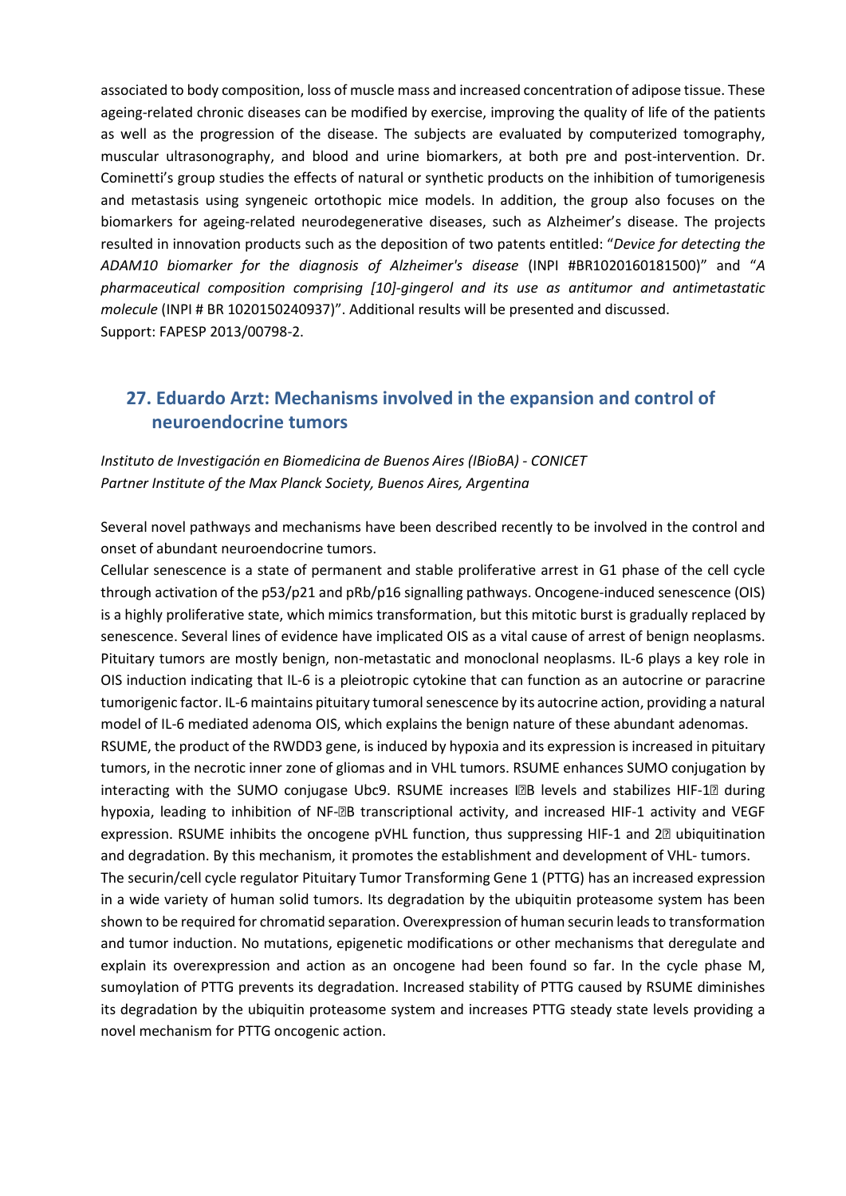associated to body composition, loss of muscle mass and increased concentration of adipose tissue. These ageing-related chronic diseases can be modified by exercise, improving the quality of life of the patients as well as the progression of the disease. The subjects are evaluated by computerized tomography, muscular ultrasonography, and blood and urine biomarkers, at both pre and post-intervention. Dr. Cominetti's group studies the effects of natural or synthetic products on the inhibition of tumorigenesis and metastasis using syngeneic ortothopic mice models. In addition, the group also focuses on the biomarkers for ageing-related neurodegenerative diseases, such as Alzheimer's disease. The projects resulted in innovation products such as the deposition of two patents entitled: "*Device for detecting the ADAM10 biomarker for the diagnosis of Alzheimer's disease* (INPI #BR1020160181500)" and "*A pharmaceutical composition comprising [10]-gingerol and its use as antitumor and antimetastatic molecule* (INPI # BR 1020150240937)". Additional results will be presented and discussed.
Support: FAPESP 2013/00798-2.

## 27. Eduardo Arzt: Mechanisms involved in the expansion and control of neuroendocrine tumors

*Instituto de Investigación en Biomedicina de Buenos Aires (IBioBA) - CONICET*
*Partner Institute of the Max Planck Society, Buenos Aires, Argentina*

Several novel pathways and mechanisms have been described recently to be involved in the control and onset of abundant neuroendocrine tumors.

Cellular senescence is a state of permanent and stable proliferative arrest in G1 phase of the cell cycle through activation of the p53/p21 and pRb/p16 signalling pathways. Oncogene-induced senescence (OIS) is a highly proliferative state, which mimics transformation, but this mitotic burst is gradually replaced by senescence. Several lines of evidence have implicated OIS as a vital cause of arrest of benign neoplasms. Pituitary tumors are mostly benign, non-metastatic and monoclonal neoplasms. IL-6 plays a key role in OIS induction indicating that IL-6 is a pleiotropic cytokine that can function as an autocrine or paracrine tumorigenic factor. IL-6 maintains pituitary tumoral senescence by its autocrine action, providing a natural model of IL-6 mediated adenoma OIS, which explains the benign nature of these abundant adenomas.

RSUME, the product of the RWDD3 gene, is induced by hypoxia and its expression is increased in pituitary tumors, in the necrotic inner zone of gliomas and in VHL tumors. RSUME enhances SUMO conjugation by interacting with the SUMO conjugase Ubc9. RSUME increases I�B levels and stabilizes HIF-1� during hypoxia, leading to inhibition of NF-�B transcriptional activity, and increased HIF-1 activity and VEGF expression. RSUME inhibits the oncogene pVHL function, thus suppressing HIF-1 and 2� ubiquitination and degradation. By this mechanism, it promotes the establishment and development of VHL- tumors.

The securin/cell cycle regulator Pituitary Tumor Transforming Gene 1 (PTTG) has an increased expression in a wide variety of human solid tumors. Its degradation by the ubiquitin proteasome system has been shown to be required for chromatid separation. Overexpression of human securin leads to transformation and tumor induction. No mutations, epigenetic modifications or other mechanisms that deregulate and explain its overexpression and action as an oncogene had been found so far. In the cycle phase M, sumoylation of PTTG prevents its degradation. Increased stability of PTTG caused by RSUME diminishes its degradation by the ubiquitin proteasome system and increases PTTG steady state levels providing a novel mechanism for PTTG oncogenic action.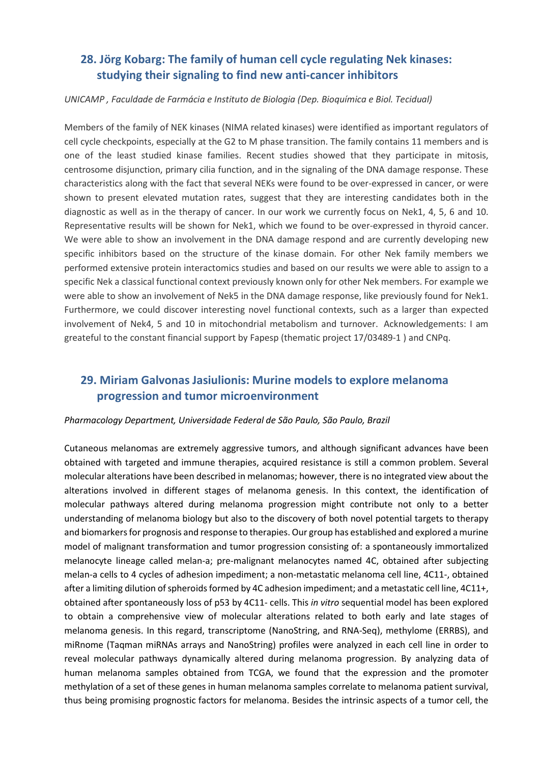## 28. Jörg Kobarg: The family of human cell cycle regulating Nek kinases: studying their signaling to find new anti-cancer inhibitors

*UNICAMP , Faculdade de Farmácia e Instituto de Biologia (Dep. Bioquímica e Biol. Tecidual)*

Members of the family of NEK kinases (NIMA related kinases) were identified as important regulators of cell cycle checkpoints, especially at the G2 to M phase transition. The family contains 11 members and is one of the least studied kinase families. Recent studies showed that they participate in mitosis, centrosome disjunction, primary cilia function, and in the signaling of the DNA damage response. These characteristics along with the fact that several NEKs were found to be over-expressed in cancer, or were shown to present elevated mutation rates, suggest that they are interesting candidates both in the diagnostic as well as in the therapy of cancer. In our work we currently focus on Nek1, 4, 5, 6 and 10. Representative results will be shown for Nek1, which we found to be over-expressed in thyroid cancer. We were able to show an involvement in the DNA damage respond and are currently developing new specific inhibitors based on the structure of the kinase domain. For other Nek family members we performed extensive protein interactomics studies and based on our results we were able to assign to a specific Nek a classical functional context previously known only for other Nek members. For example we were able to show an involvement of Nek5 in the DNA damage response, like previously found for Nek1. Furthermore, we could discover interesting novel functional contexts, such as a larger than expected involvement of Nek4, 5 and 10 in mitochondrial metabolism and turnover. Acknowledgements: I am greateful to the constant financial support by Fapesp (thematic project 17/03489-1 ) and CNPq.

## 29. Miriam Galvonas Jasiulionis: Murine models to explore melanoma progression and tumor microenvironment

*Pharmacology Department, Universidade Federal de São Paulo, São Paulo, Brazil*

Cutaneous melanomas are extremely aggressive tumors, and although significant advances have been obtained with targeted and immune therapies, acquired resistance is still a common problem. Several molecular alterations have been described in melanomas; however, there is no integrated view about the alterations involved in different stages of melanoma genesis. In this context, the identification of molecular pathways altered during melanoma progression might contribute not only to a better understanding of melanoma biology but also to the discovery of both novel potential targets to therapy and biomarkers for prognosis and response to therapies. Our group has established and explored a murine model of malignant transformation and tumor progression consisting of: a spontaneously immortalized melanocyte lineage called melan-a; pre-malignant melanocytes named 4C, obtained after subjecting melan-a cells to 4 cycles of adhesion impediment; a non-metastatic melanoma cell line, 4C11-, obtained after a limiting dilution of spheroids formed by 4C adhesion impediment; and a metastatic cell line, 4C11+, obtained after spontaneously loss of p53 by 4C11- cells. This *in vitro* sequential model has been explored to obtain a comprehensive view of molecular alterations related to both early and late stages of melanoma genesis. In this regard, transcriptome (NanoString, and RNA-Seq), methylome (ERRBS), and miRnome (Taqman miRNAs arrays and NanoString) profiles were analyzed in each cell line in order to reveal molecular pathways dynamically altered during melanoma progression. By analyzing data of human melanoma samples obtained from TCGA, we found that the expression and the promoter methylation of a set of these genes in human melanoma samples correlate to melanoma patient survival, thus being promising prognostic factors for melanoma. Besides the intrinsic aspects of a tumor cell, the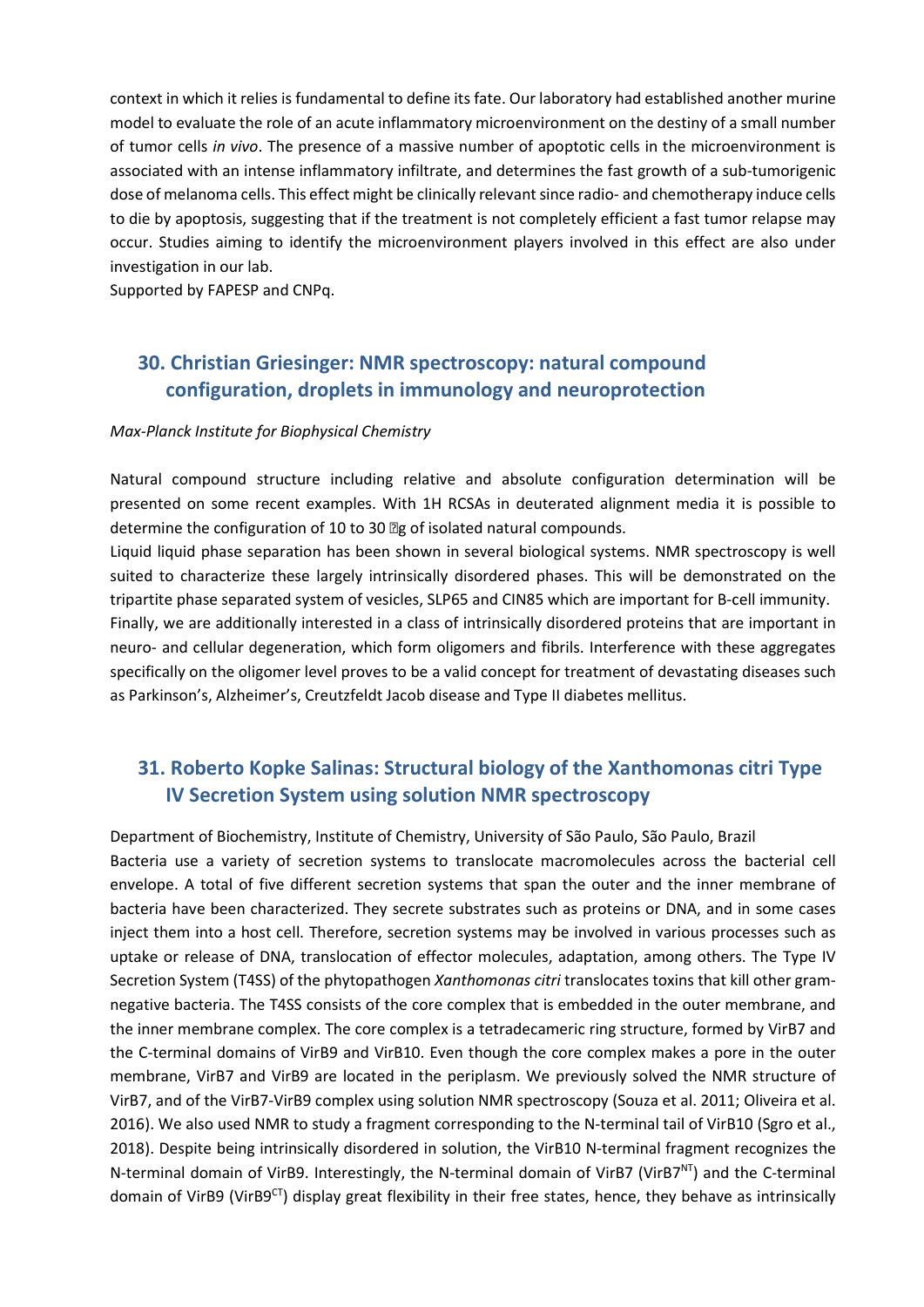context in which it relies is fundamental to define its fate. Our laboratory had established another murine model to evaluate the role of an acute inflammatory microenvironment on the destiny of a small number of tumor cells *in vivo*. The presence of a massive number of apoptotic cells in the microenvironment is associated with an intense inflammatory infiltrate, and determines the fast growth of a sub-tumorigenic dose of melanoma cells. This effect might be clinically relevant since radio- and chemotherapy induce cells to die by apoptosis, suggesting that if the treatment is not completely efficient a fast tumor relapse may occur. Studies aiming to identify the microenvironment players involved in this effect are also under investigation in our lab.

Supported by FAPESP and CNPq.

## 30. Christian Griesinger: NMR spectroscopy: natural compound configuration, droplets in immunology and neuroprotection

*Max-Planck Institute for Biophysical Chemistry*

Natural compound structure including relative and absolute configuration determination will be presented on some recent examples. With 1H RCSAs in deuterated alignment media it is possible to determine the configuration of 10 to 30 �g of isolated natural compounds.

Liquid liquid phase separation has been shown in several biological systems. NMR spectroscopy is well suited to characterize these largely intrinsically disordered phases. This will be demonstrated on the tripartite phase separated system of vesicles, SLP65 and CIN85 which are important for B-cell immunity.

Finally, we are additionally interested in a class of intrinsically disordered proteins that are important in neuro- and cellular degeneration, which form oligomers and fibrils. Interference with these aggregates specifically on the oligomer level proves to be a valid concept for treatment of devastating diseases such as Parkinson's, Alzheimer's, Creutzfeldt Jacob disease and Type II diabetes mellitus.

## 31. Roberto Kopke Salinas: Structural biology of the Xanthomonas citri Type IV Secretion System using solution NMR spectroscopy

Department of Biochemistry, Institute of Chemistry, University of São Paulo, São Paulo, Brazil

Bacteria use a variety of secretion systems to translocate macromolecules across the bacterial cell envelope. A total of five different secretion systems that span the outer and the inner membrane of bacteria have been characterized. They secrete substrates such as proteins or DNA, and in some cases inject them into a host cell. Therefore, secretion systems may be involved in various processes such as uptake or release of DNA, translocation of effector molecules, adaptation, among others. The Type IV Secretion System (T4SS) of the phytopathogen *Xanthomonas citri* translocates toxins that kill other gram-negative bacteria. The T4SS consists of the core complex that is embedded in the outer membrane, and the inner membrane complex. The core complex is a tetradecameric ring structure, formed by VirB7 and the C-terminal domains of VirB9 and VirB10. Even though the core complex makes a pore in the outer membrane, VirB7 and VirB9 are located in the periplasm. We previously solved the NMR structure of VirB7, and of the VirB7-VirB9 complex using solution NMR spectroscopy (Souza et al. 2011; Oliveira et al. 2016). We also used NMR to study a fragment corresponding to the N-terminal tail of VirB10 (Sgro et al., 2018). Despite being intrinsically disordered in solution, the VirB10 N-terminal fragment recognizes the N-terminal domain of VirB9. Interestingly, the N-terminal domain of VirB7 ($VirB7^{NT}$) and the C-terminal domain of VirB9 ($VirB9^{CT}$) display great flexibility in their free states, hence, they behave as intrinsically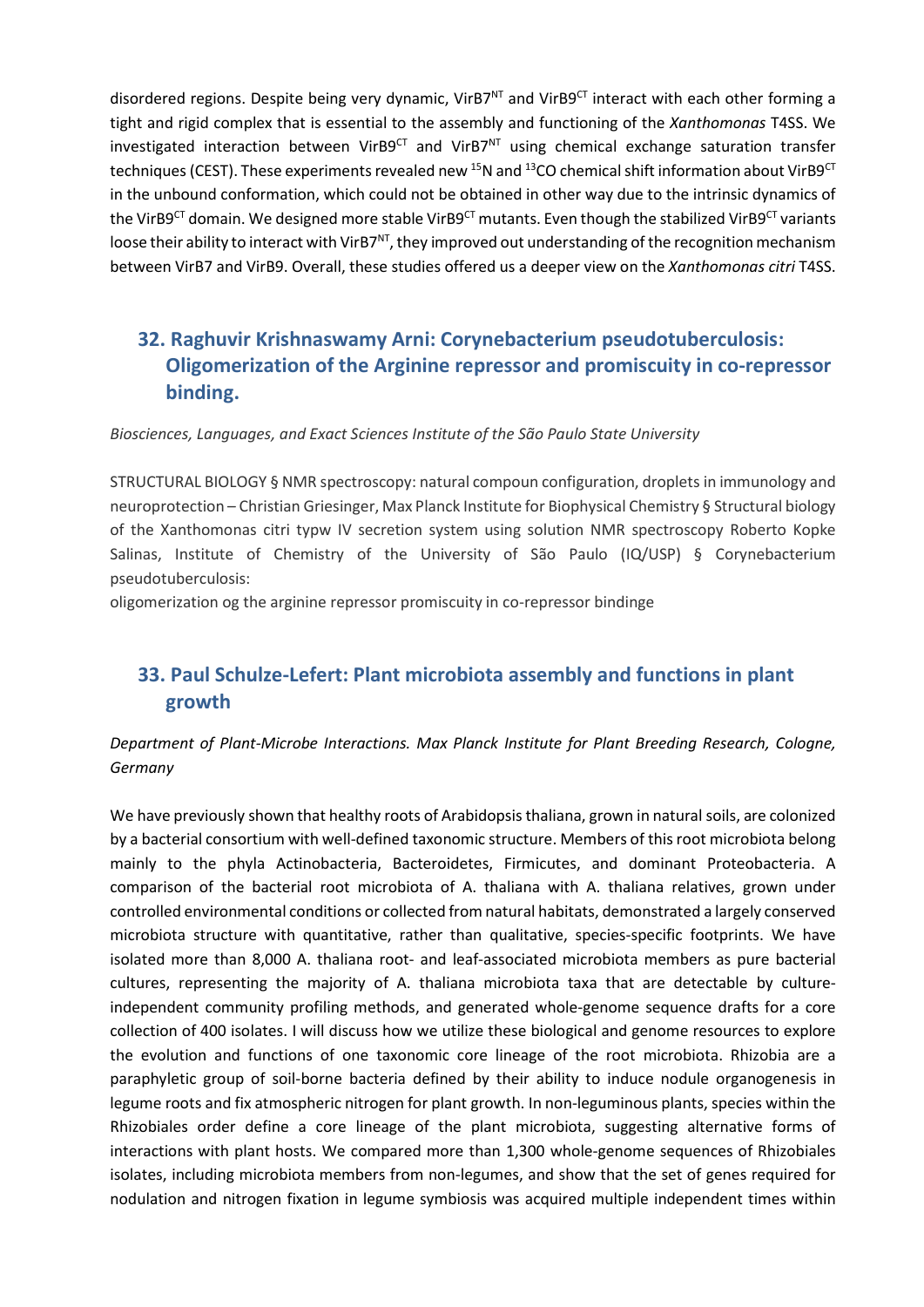disordered regions. Despite being very dynamic, VirB7$^{NT}$ and VirB9$^{CT}$ interact with each other forming a tight and rigid complex that is essential to the assembly and functioning of the *Xanthomonas* T4SS. We investigated interaction between VirB9$^{CT}$ and VirB7$^{NT}$ using chemical exchange saturation transfer techniques (CEST). These experiments revealed new $^{15}$N and $^{13}$CO chemical shift information about VirB9$^{CT}$ in the unbound conformation, which could not be obtained in other way due to the intrinsic dynamics of the VirB9$^{CT}$ domain. We designed more stable VirB9$^{CT}$ mutants. Even though the stabilized VirB9$^{CT}$ variants loose their ability to interact with VirB7$^{NT}$, they improved out understanding of the recognition mechanism between VirB7 and VirB9. Overall, these studies offered us a deeper view on the *Xanthomonas citri* T4SS.

## 32. Raghuvir Krishnaswamy Arni: Corynebacterium pseudotuberculosis: Oligomerization of the Arginine repressor and promiscuity in co-repressor binding.

*Biosciences, Languages, and Exact Sciences Institute of the São Paulo State University*

STRUCTURAL BIOLOGY § NMR spectroscopy: natural compoun configuration, droplets in immunology and neuroprotection – Christian Griesinger, Max Planck Institute for Biophysical Chemistry § Structural biology of the Xanthomonas citri typw IV secretion system using solution NMR spectroscopy Roberto Kopke Salinas, Institute of Chemistry of the University of São Paulo (IQ/USP) § Corynebacterium pseudotuberculosis:
oligomerization og the arginine repressor promiscuity in co-repressor bindinge

## 33. Paul Schulze-Lefert: Plant microbiota assembly and functions in plant growth

*Department of Plant-Microbe Interactions. Max Planck Institute for Plant Breeding Research, Cologne, Germany*

We have previously shown that healthy roots of Arabidopsis thaliana, grown in natural soils, are colonized by a bacterial consortium with well-defined taxonomic structure. Members of this root microbiota belong mainly to the phyla Actinobacteria, Bacteroidetes, Firmicutes, and dominant Proteobacteria. A comparison of the bacterial root microbiota of A. thaliana with A. thaliana relatives, grown under controlled environmental conditions or collected from natural habitats, demonstrated a largely conserved microbiota structure with quantitative, rather than qualitative, species-specific footprints. We have isolated more than 8,000 A. thaliana root- and leaf-associated microbiota members as pure bacterial cultures, representing the majority of A. thaliana microbiota taxa that are detectable by culture-independent community profiling methods, and generated whole-genome sequence drafts for a core collection of 400 isolates. I will discuss how we utilize these biological and genome resources to explore the evolution and functions of one taxonomic core lineage of the root microbiota. Rhizobia are a paraphyletic group of soil-borne bacteria defined by their ability to induce nodule organogenesis in legume roots and fix atmospheric nitrogen for plant growth. In non-leguminous plants, species within the Rhizobiales order define a core lineage of the plant microbiota, suggesting alternative forms of interactions with plant hosts. We compared more than 1,300 whole-genome sequences of Rhizobiales isolates, including microbiota members from non-legumes, and show that the set of genes required for nodulation and nitrogen fixation in legume symbiosis was acquired multiple independent times within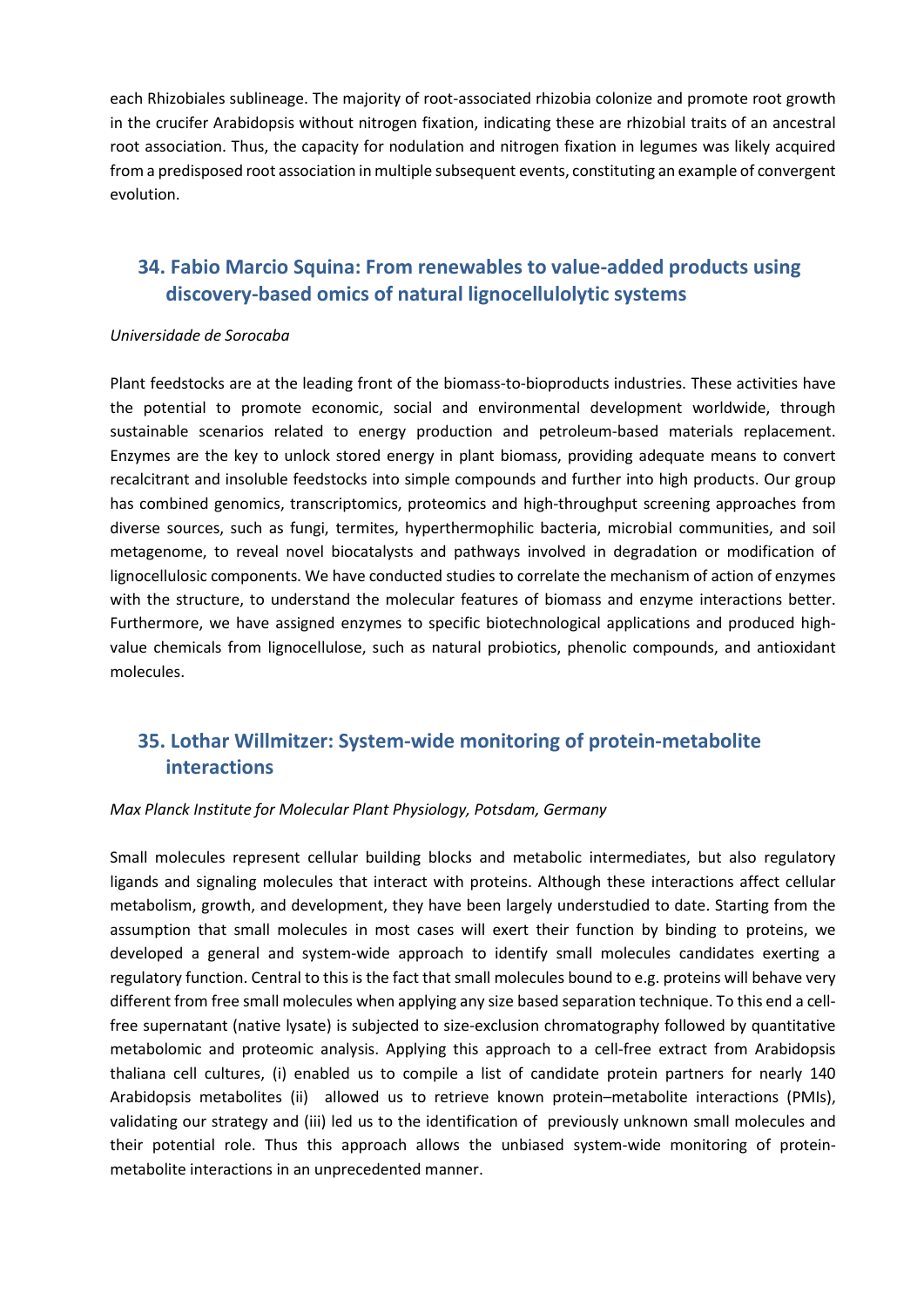each Rhizobiales sublineage. The majority of root-associated rhizobia colonize and promote root growth in the crucifer Arabidopsis without nitrogen fixation, indicating these are rhizobial traits of an ancestral root association. Thus, the capacity for nodulation and nitrogen fixation in legumes was likely acquired from a predisposed root association in multiple subsequent events, constituting an example of convergent evolution.

## 34. Fabio Marcio Squina: From renewables to value-added products using discovery-based omics of natural lignocellulolytic systems

*Universidade de Sorocaba*

Plant feedstocks are at the leading front of the biomass-to-bioproducts industries. These activities have the potential to promote economic, social and environmental development worldwide, through sustainable scenarios related to energy production and petroleum-based materials replacement. Enzymes are the key to unlock stored energy in plant biomass, providing adequate means to convert recalcitrant and insoluble feedstocks into simple compounds and further into high products. Our group has combined genomics, transcriptomics, proteomics and high-throughput screening approaches from diverse sources, such as fungi, termites, hyperthermophilic bacteria, microbial communities, and soil metagenome, to reveal novel biocatalysts and pathways involved in degradation or modification of lignocellulosic components. We have conducted studies to correlate the mechanism of action of enzymes with the structure, to understand the molecular features of biomass and enzyme interactions better. Furthermore, we have assigned enzymes to specific biotechnological applications and produced high-value chemicals from lignocellulose, such as natural probiotics, phenolic compounds, and antioxidant molecules.

## 35. Lothar Willmitzer: System-wide monitoring of protein-metabolite interactions

*Max Planck Institute for Molecular Plant Physiology, Potsdam, Germany*

Small molecules represent cellular building blocks and metabolic intermediates, but also regulatory ligands and signaling molecules that interact with proteins. Although these interactions affect cellular metabolism, growth, and development, they have been largely understudied to date. Starting from the assumption that small molecules in most cases will exert their function by binding to proteins, we developed a general and system-wide approach to identify small molecules candidates exerting a regulatory function. Central to this is the fact that small molecules bound to e.g. proteins will behave very different from free small molecules when applying any size based separation technique. To this end a cell-free supernatant (native lysate) is subjected to size-exclusion chromatography followed by quantitative metabolomic and proteomic analysis. Applying this approach to a cell-free extract from Arabidopsis thaliana cell cultures, (i) enabled us to compile a list of candidate protein partners for nearly 140 Arabidopsis metabolites (ii) allowed us to retrieve known protein–metabolite interactions (PMIs), validating our strategy and (iii) led us to the identification of previously unknown small molecules and their potential role. Thus this approach allows the unbiased system-wide monitoring of protein-metabolite interactions in an unprecedented manner.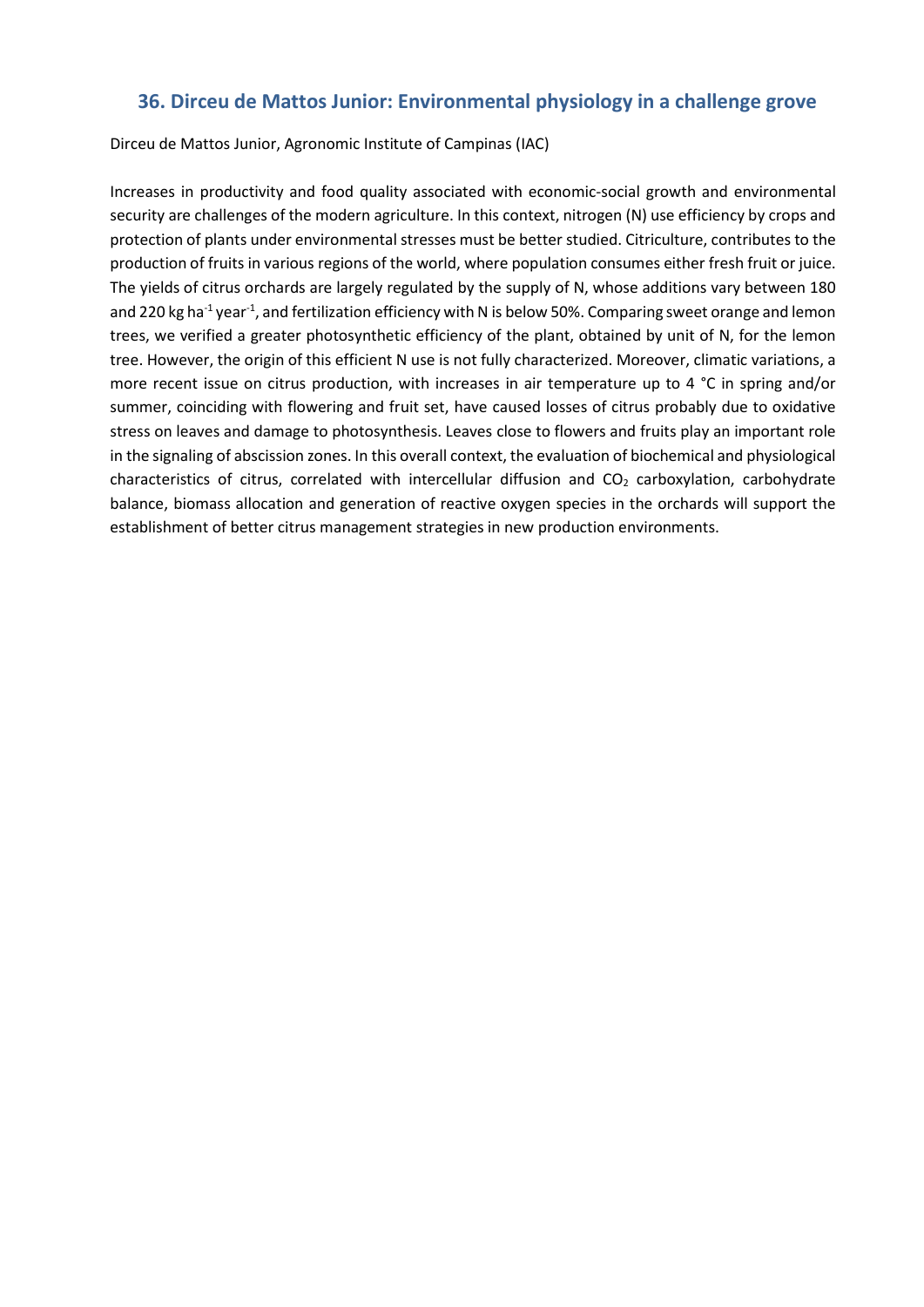## 36. Dirceu de Mattos Junior: Environmental physiology in a challenge grove

Dirceu de Mattos Junior, Agronomic Institute of Campinas (IAC)

Increases in productivity and food quality associated with economic-social growth and environmental security are challenges of the modern agriculture. In this context, nitrogen (N) use efficiency by crops and protection of plants under environmental stresses must be better studied. Citriculture, contributes to the production of fruits in various regions of the world, where population consumes either fresh fruit or juice. The yields of citrus orchards are largely regulated by the supply of N, whose additions vary between 180 and 220 kg $ha^{-1}$ $year^{-1}$, and fertilization efficiency with N is below 50%. Comparing sweet orange and lemon trees, we verified a greater photosynthetic efficiency of the plant, obtained by unit of N, for the lemon tree. However, the origin of this efficient N use is not fully characterized. Moreover, climatic variations, a more recent issue on citrus production, with increases in air temperature up to 4 °C in spring and/or summer, coinciding with flowering and fruit set, have caused losses of citrus probably due to oxidative stress on leaves and damage to photosynthesis. Leaves close to flowers and fruits play an important role in the signaling of abscission zones. In this overall context, the evaluation of biochemical and physiological characteristics of citrus, correlated with intercellular diffusion and $CO_2$ carboxylation, carbohydrate balance, biomass allocation and generation of reactive oxygen species in the orchards will support the establishment of better citrus management strategies in new production environments.